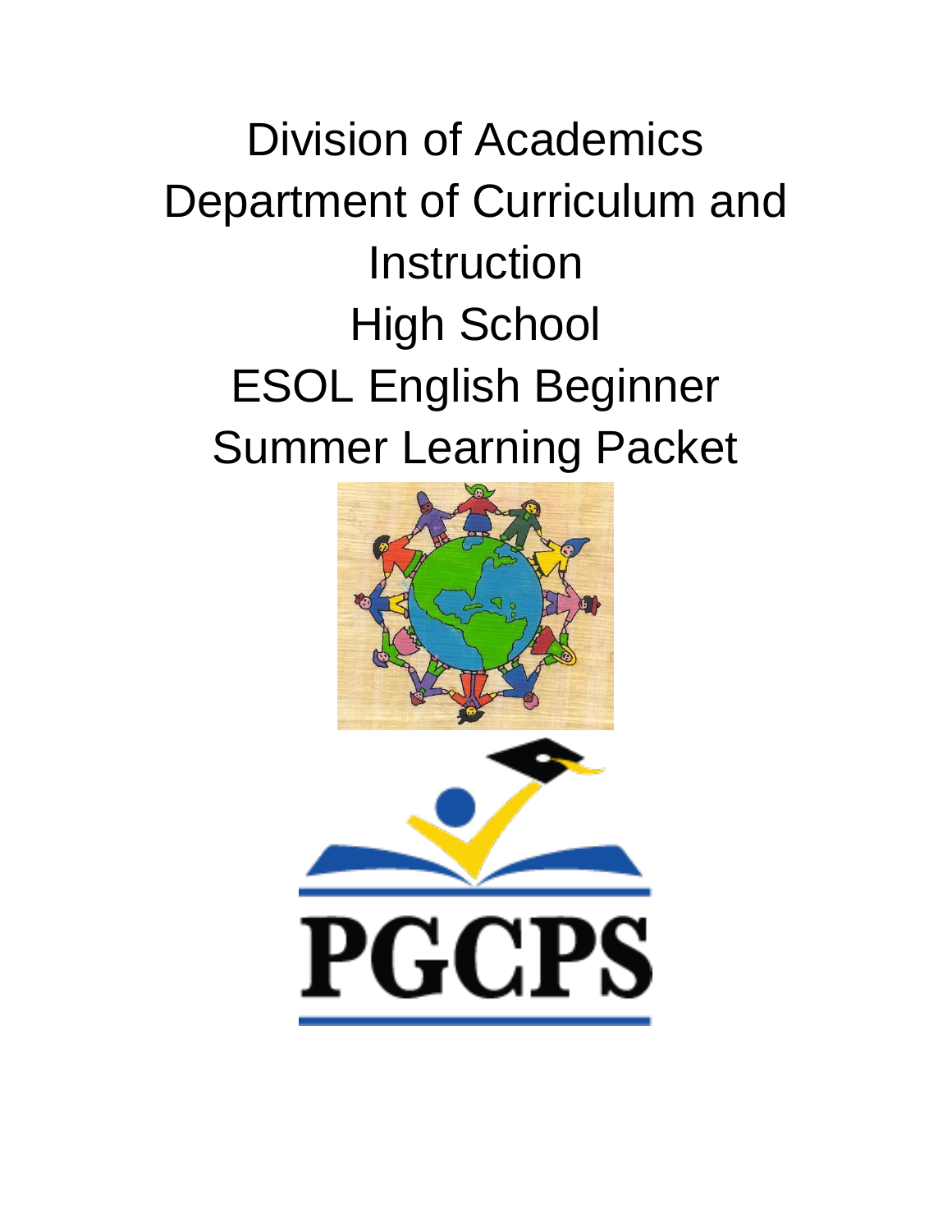# Division of Academics
# Department of Curriculum and Instruction
# High School
# ESOL English Beginner
# Summer Learning Packet

PGCPS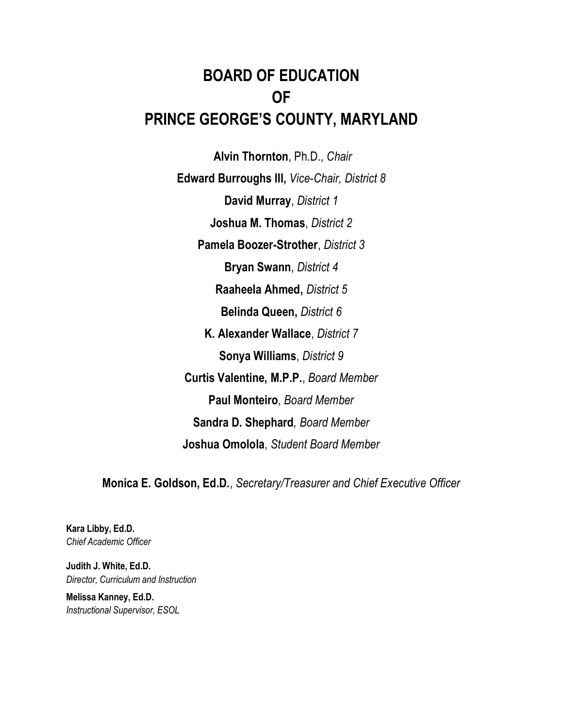# BOARD OF EDUCATION
# OF
# PRINCE GEORGE'S COUNTY, MARYLAND

**Alvin Thornton**, Ph.D., *Chair*

**Edward Burroughs III,** *Vice-Chair, District 8*

**David Murray**, *District 1*

**Joshua M. Thomas**, *District 2*

**Pamela Boozer-Strother**, *District 3*

**Bryan Swann**, *District 4*

**Raaheela Ahmed,** *District 5*

**Belinda Queen,** *District 6*

**K. Alexander Wallace**, *District 7*

**Sonya Williams**, *District 9*

**Curtis Valentine, M.P.P.**, *Board Member*

**Paul Monteiro***, Board Member*

**Sandra D. Shephard***, Board Member*

**Joshua Omolola**, *Student Board Member*

**Monica E. Goldson, Ed.D.**, *Secretary/Treasurer and Chief Executive Officer*

**Kara Libby, Ed.D.**
*Chief Academic Officer*

**Judith J. White, Ed.D.**
*Director, Curriculum and Instruction*

**Melissa Kanney, Ed.D.**
*Instructional Supervisor, ESOL*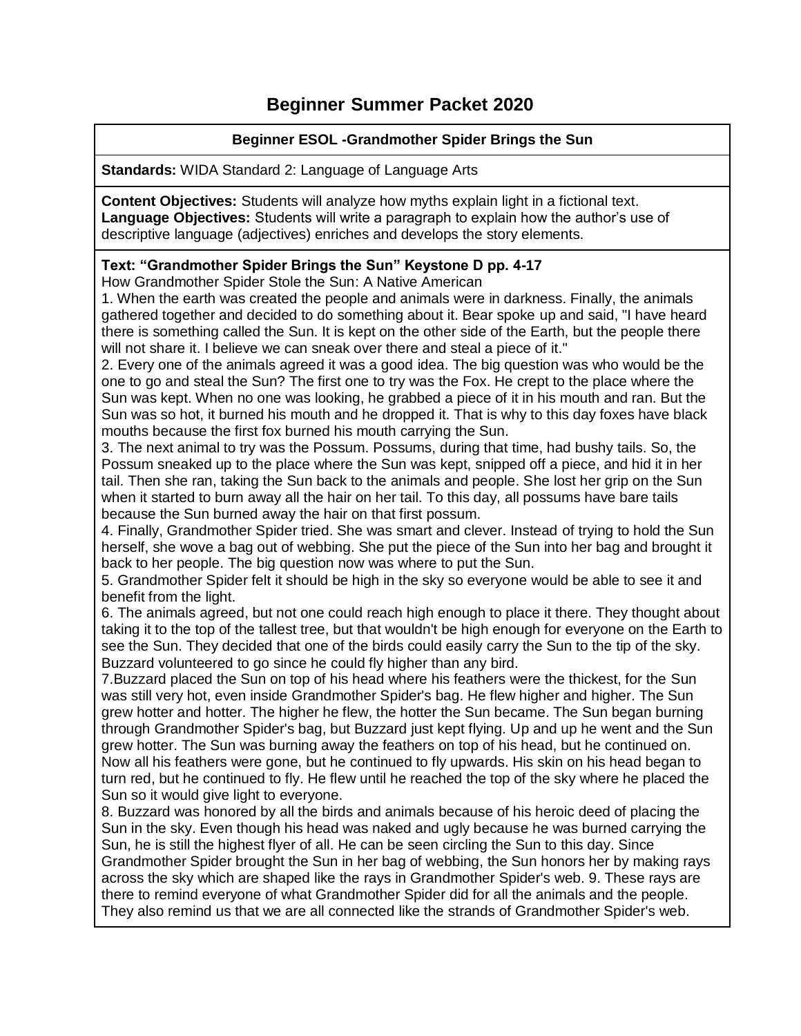# Beginner Summer Packet 2020

**Beginner ESOL -Grandmother Spider Brings the Sun**

**Standards:** WIDA Standard 2: Language of Language Arts

**Content Objectives:** Students will analyze how myths explain light in a fictional text.
**Language Objectives:** Students will write a paragraph to explain how the author's use of descriptive language (adjectives) enriches and develops the story elements.

**Text: "Grandmother Spider Brings the Sun" Keystone D pp. 4-17**

How Grandmother Spider Stole the Sun: A Native American

1. When the earth was created the people and animals were in darkness. Finally, the animals gathered together and decided to do something about it. Bear spoke up and said, "I have heard there is something called the Sun. It is kept on the other side of the Earth, but the people there will not share it. I believe we can sneak over there and steal a piece of it."

2. Every one of the animals agreed it was a good idea. The big question was who would be the one to go and steal the Sun? The first one to try was the Fox. He crept to the place where the Sun was kept. When no one was looking, he grabbed a piece of it in his mouth and ran. But the Sun was so hot, it burned his mouth and he dropped it. That is why to this day foxes have black mouths because the first fox burned his mouth carrying the Sun.

3. The next animal to try was the Possum. Possums, during that time, had bushy tails. So, the Possum sneaked up to the place where the Sun was kept, snipped off a piece, and hid it in her tail. Then she ran, taking the Sun back to the animals and people. She lost her grip on the Sun when it started to burn away all the hair on her tail. To this day, all possums have bare tails because the Sun burned away the hair on that first possum.

4. Finally, Grandmother Spider tried. She was smart and clever. Instead of trying to hold the Sun herself, she wove a bag out of webbing. She put the piece of the Sun into her bag and brought it back to her people. The big question now was where to put the Sun.

5. Grandmother Spider felt it should be high in the sky so everyone would be able to see it and benefit from the light.

6. The animals agreed, but not one could reach high enough to place it there. They thought about taking it to the top of the tallest tree, but that wouldn't be high enough for everyone on the Earth to see the Sun. They decided that one of the birds could easily carry the Sun to the tip of the sky. Buzzard volunteered to go since he could fly higher than any bird.

7. Buzzard placed the Sun on top of his head where his feathers were the thickest, for the Sun was still very hot, even inside Grandmother Spider's bag. He flew higher and higher. The Sun grew hotter and hotter. The higher he flew, the hotter the Sun became. The Sun began burning through Grandmother Spider's bag, but Buzzard just kept flying. Up and up he went and the Sun grew hotter. The Sun was burning away the feathers on top of his head, but he continued on. Now all his feathers were gone, but he continued to fly upwards. His skin on his head began to turn red, but he continued to fly. He flew until he reached the top of the sky where he placed the Sun so it would give light to everyone.

8. Buzzard was honored by all the birds and animals because of his heroic deed of placing the Sun in the sky. Even though his head was naked and ugly because he was burned carrying the Sun, he is still the highest flyer of all. He can be seen circling the Sun to this day. Since Grandmother Spider brought the Sun in her bag of webbing, the Sun honors her by making rays across the sky which are shaped like the rays in Grandmother Spider's web. 9. These rays are there to remind everyone of what Grandmother Spider did for all the animals and the people. They also remind us that we are all connected like the strands of Grandmother Spider's web.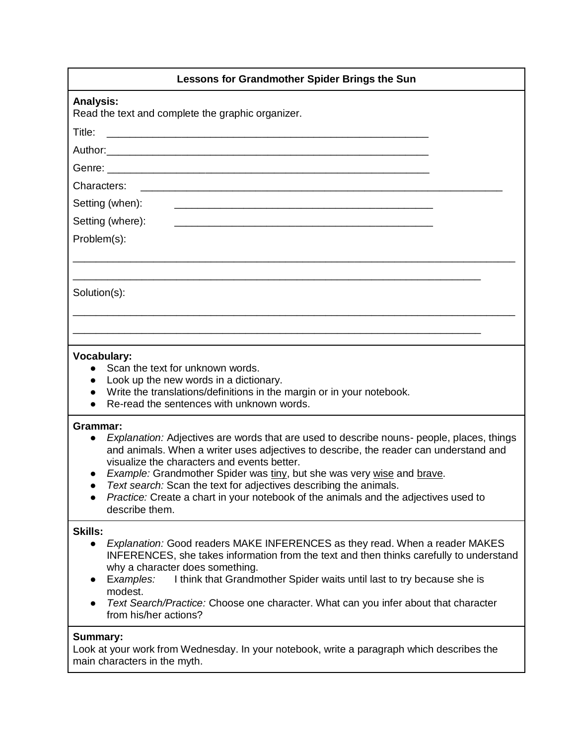## Lessons for Grandmother Spider Brings the Sun

**Analysis:**
Read the text and complete the graphic organizer.

Title: ___________________________________________________________

Author:___________________________________________________________

Genre: ___________________________________________________________

Characters: ___________________________________________________________________

Setting (when): ________________________________________________

Setting (where): ________________________________________________

Problem(s):

___________________________________________________________________________________

___________________________________________________________________________

Solution(s):

___________________________________________________________________________________

___________________________________________________________________________

**Vocabulary:**
- Scan the text for unknown words.
- Look up the new words in a dictionary.
- Write the translations/definitions in the margin or in your notebook.
- Re-read the sentences with unknown words.

**Grammar:**
- *Explanation:* Adjectives are words that are used to describe nouns- people, places, things and animals. When a writer uses adjectives to describe, the reader can understand and visualize the characters and events better.
- *Example:* Grandmother Spider was <u>tiny</u>, but she was very <u>wise</u> and <u>brave</u>.
- *Text search:* Scan the text for adjectives describing the animals.
- *Practice:* Create a chart in your notebook of the animals and the adjectives used to describe them.

**Skills:**
- *Explanation:* Good readers MAKE INFERENCES as they read. When a reader MAKES INFERENCES, she takes information from the text and then thinks carefully to understand why a character does something.
- E*xamples:* I think that Grandmother Spider waits until last to try because she is modest.
- *Text Search/Practice:* Choose one character. What can you infer about that character from his/her actions?

**Summary:**
Look at your work from Wednesday. In your notebook, write a paragraph which describes the main characters in the myth.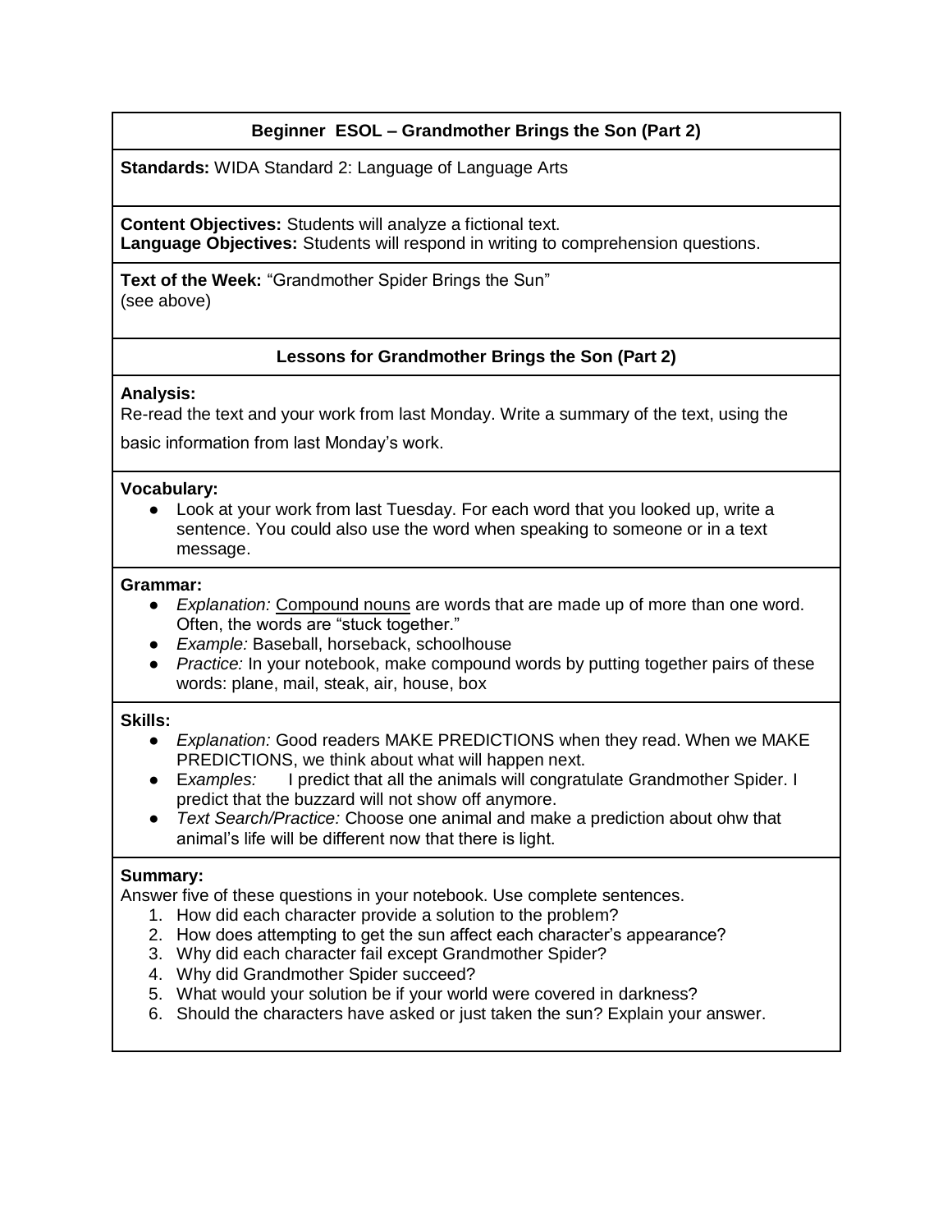## Beginner ESOL – Grandmother Brings the Son (Part 2)

**Standards:** WIDA Standard 2: Language of Language Arts

**Content Objectives:** Students will analyze a fictional text.
**Language Objectives:** Students will respond in writing to comprehension questions.

**Text of the Week:** "Grandmother Spider Brings the Sun"
(see above)

### Lessons for Grandmother Brings the Son (Part 2)

**Analysis:**
Re-read the text and your work from last Monday. Write a summary of the text, using the basic information from last Monday's work.

**Vocabulary:**

- Look at your work from last Tuesday. For each word that you looked up, write a sentence. You could also use the word when speaking to someone or in a text message.

**Grammar:**

- *Explanation:* Compound nouns are words that are made up of more than one word. Often, the words are "stuck together."
- *Example:* Baseball, horseback, schoolhouse
- *Practice:* In your notebook, make compound words by putting together pairs of these words: plane, mail, steak, air, house, box

**Skills:**

- *Explanation:* Good readers MAKE PREDICTIONS when they read. When we MAKE PREDICTIONS, we think about what will happen next.
- E*xamples:* I predict that all the animals will congratulate Grandmother Spider. I predict that the buzzard will not show off anymore.
- *Text Search/Practice:* Choose one animal and make a prediction about ohw that animal's life will be different now that there is light.

**Summary:**
Answer five of these questions in your notebook. Use complete sentences.

1. How did each character provide a solution to the problem?
2. How does attempting to get the sun affect each character's appearance?
3. Why did each character fail except Grandmother Spider?
4. Why did Grandmother Spider succeed?
5. What would your solution be if your world were covered in darkness?
6. Should the characters have asked or just taken the sun? Explain your answer.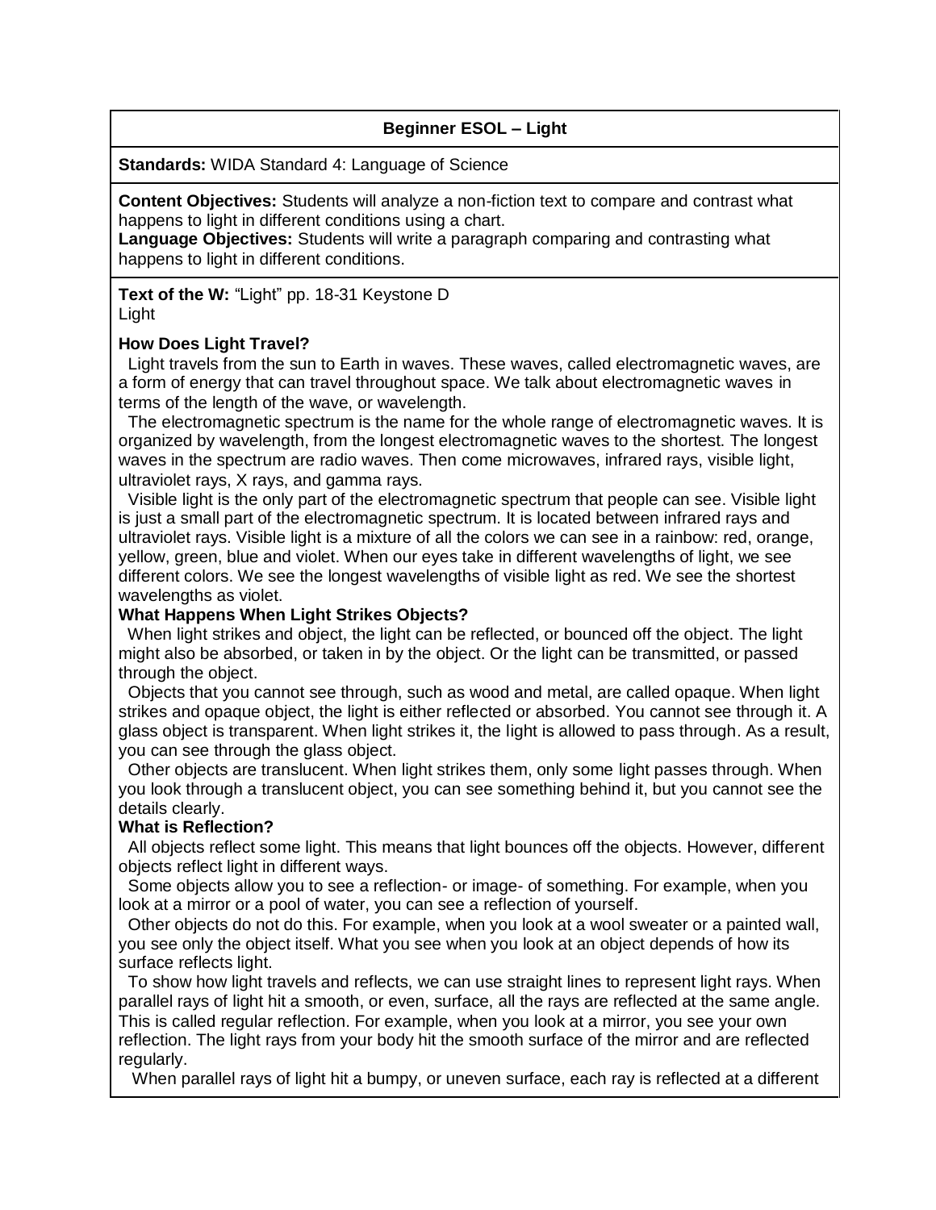**Beginner ESOL – Light**

**Standards:** WIDA Standard 4: Language of Science

**Content Objectives:** Students will analyze a non-fiction text to compare and contrast what happens to light in different conditions using a chart.
**Language Objectives:** Students will write a paragraph comparing and contrasting what happens to light in different conditions.

**Text of the W:** "Light" pp. 18-31 Keystone D
Light

**How Does Light Travel?**

Light travels from the sun to Earth in waves. These waves, called electromagnetic waves, are a form of energy that can travel throughout space. We talk about electromagnetic waves in terms of the length of the wave, or wavelength.

The electromagnetic spectrum is the name for the whole range of electromagnetic waves. It is organized by wavelength, from the longest electromagnetic waves to the shortest. The longest waves in the spectrum are radio waves. Then come microwaves, infrared rays, visible light, ultraviolet rays, X rays, and gamma rays.

Visible light is the only part of the electromagnetic spectrum that people can see. Visible light is just a small part of the electromagnetic spectrum. It is located between infrared rays and ultraviolet rays. Visible light is a mixture of all the colors we can see in a rainbow: red, orange, yellow, green, blue and violet. When our eyes take in different wavelengths of light, we see different colors. We see the longest wavelengths of visible light as red. We see the shortest wavelengths as violet.

**What Happens When Light Strikes Objects?**

When light strikes and object, the light can be reflected, or bounced off the object. The light might also be absorbed, or taken in by the object. Or the light can be transmitted, or passed through the object.

Objects that you cannot see through, such as wood and metal, are called opaque. When light strikes and opaque object, the light is either reflected or absorbed. You cannot see through it. A glass object is transparent. When light strikes it, the light is allowed to pass through. As a result, you can see through the glass object.

Other objects are translucent. When light strikes them, only some light passes through. When you look through a translucent object, you can see something behind it, but you cannot see the details clearly.

**What is Reflection?**

All objects reflect some light. This means that light bounces off the objects. However, different objects reflect light in different ways.

Some objects allow you to see a reflection- or image- of something. For example, when you look at a mirror or a pool of water, you can see a reflection of yourself.

Other objects do not do this. For example, when you look at a wool sweater or a painted wall, you see only the object itself. What you see when you look at an object depends of how its surface reflects light.

To show how light travels and reflects, we can use straight lines to represent light rays. When parallel rays of light hit a smooth, or even, surface, all the rays are reflected at the same angle. This is called regular reflection. For example, when you look at a mirror, you see your own reflection. The light rays from your body hit the smooth surface of the mirror and are reflected regularly.

When parallel rays of light hit a bumpy, or uneven surface, each ray is reflected at a different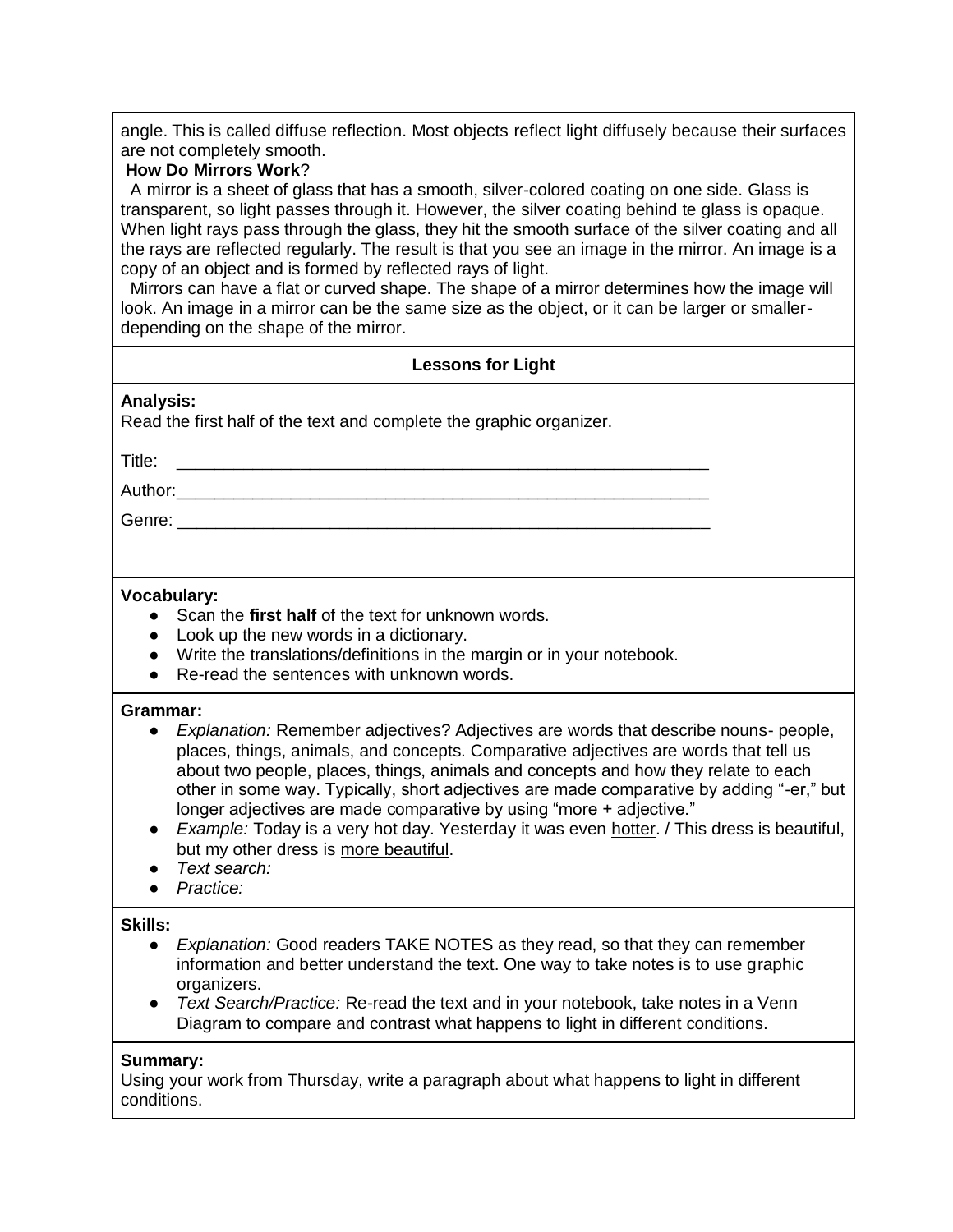angle. This is called diffuse reflection. Most objects reflect light diffusely because their surfaces are not completely smooth.

**How Do Mirrors Work**?

A mirror is a sheet of glass that has a smooth, silver-colored coating on one side. Glass is transparent, so light passes through it. However, the silver coating behind te glass is opaque. When light rays pass through the glass, they hit the smooth surface of the silver coating and all the rays are reflected regularly. The result is that you see an image in the mirror. An image is a copy of an object and is formed by reflected rays of light.

Mirrors can have a flat or curved shape. The shape of a mirror determines how the image will look. An image in a mirror can be the same size as the object, or it can be larger or smaller- depending on the shape of the mirror.

## Lessons for Light

**Analysis:**

Read the first half of the text and complete the graphic organizer.

Title: ___________________________________________________________

Author:___________________________________________________________

Genre: ___________________________________________________________

**Vocabulary:**

- Scan the **first half** of the text for unknown words.
- Look up the new words in a dictionary.
- Write the translations/definitions in the margin or in your notebook.
- Re-read the sentences with unknown words.

**Grammar:**

- *Explanation:* Remember adjectives? Adjectives are words that describe nouns- people, places, things, animals, and concepts. Comparative adjectives are words that tell us about two people, places, things, animals and concepts and how they relate to each other in some way. Typically, short adjectives are made comparative by adding "-er," but longer adjectives are made comparative by using "more + adjective."
- *Example:* Today is a very hot day. Yesterday it was even hotter. / This dress is beautiful, but my other dress is more beautiful.
- *Text search:*
- *Practice:*

**Skills:**

- *Explanation:* Good readers TAKE NOTES as they read, so that they can remember information and better understand the text. One way to take notes is to use graphic organizers.
- *Text Search/Practice:* Re-read the text and in your notebook, take notes in a Venn Diagram to compare and contrast what happens to light in different conditions.

**Summary:**

Using your work from Thursday, write a paragraph about what happens to light in different conditions.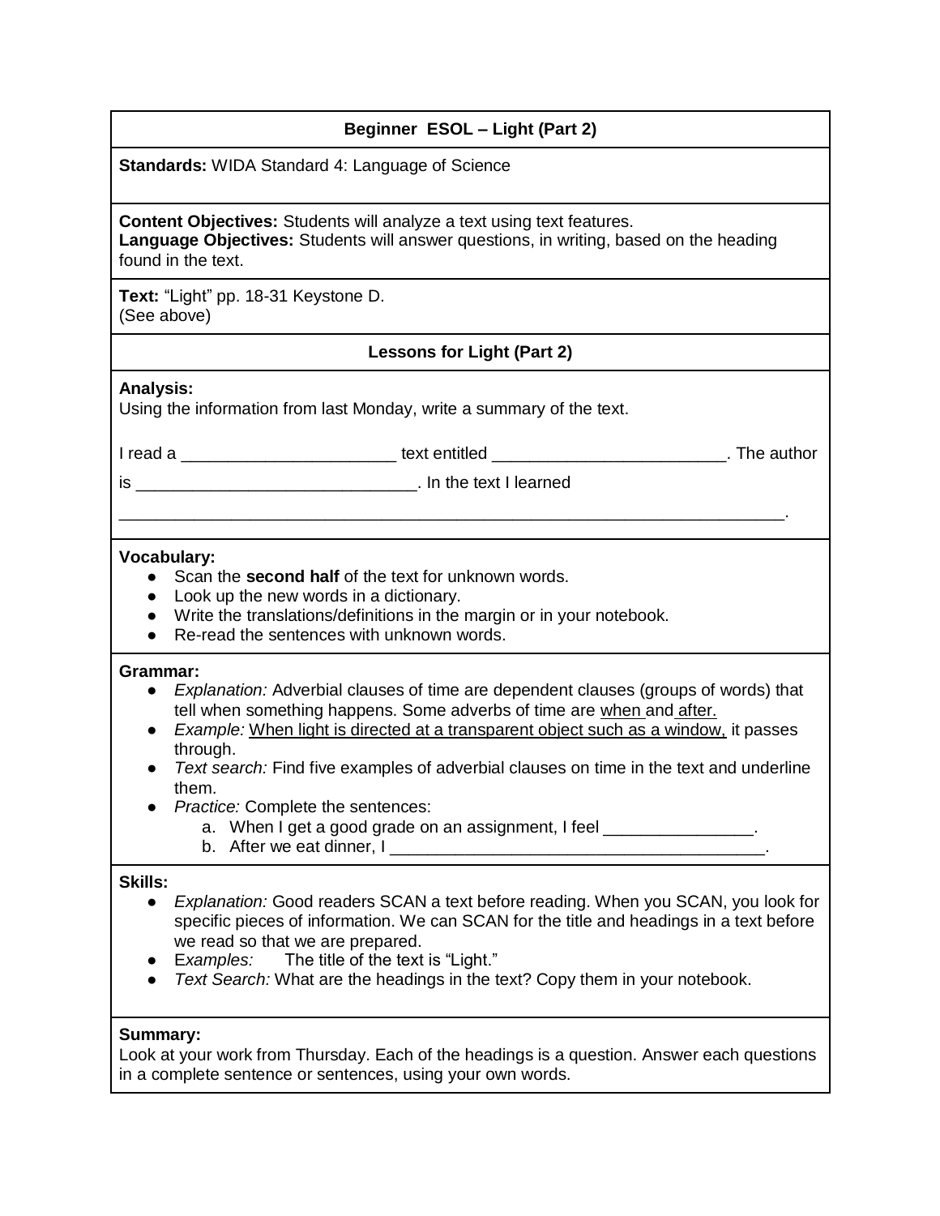## Beginner ESOL – Light (Part 2)

**Standards:** WIDA Standard 4: Language of Science

**Content Objectives:** Students will analyze a text using text features.
**Language Objectives:** Students will answer questions, in writing, based on the heading found in the text.

**Text:** "Light" pp. 18-31 Keystone D.
(See above)

### Lessons for Light (Part 2)

**Analysis:**
Using the information from last Monday, write a summary of the text.

I read a _______________________ text entitled _________________________. The author is ______________________________. In the text I learned __________________________________________________________________________.

**Vocabulary:**

- Scan the **second half** of the text for unknown words.
- Look up the new words in a dictionary.
- Write the translations/definitions in the margin or in your notebook.
- Re-read the sentences with unknown words.

**Grammar:**

- *Explanation:* Adverbial clauses of time are dependent clauses (groups of words) that tell when something happens. Some adverbs of time are <u>when</u> and <u>after.</u>
- *Example:* <u>When light is directed at a transparent object such as a window,</u> it passes through.
- *Text search:* Find five examples of adverbial clauses on time in the text and underline them.
- *Practice:* Complete the sentences:
  a. When I get a good grade on an assignment, I feel ________________.
  b. After we eat dinner, I ________________________________________.

**Skills:**

- *Explanation:* Good readers SCAN a text before reading. When you SCAN, you look for specific pieces of information. We can SCAN for the title and headings in a text before we read so that we are prepared.
- E*xamples:* The title of the text is "Light."
- *Text Search:* What are the headings in the text? Copy them in your notebook.

**Summary:**
Look at your work from Thursday. Each of the headings is a question. Answer each questions in a complete sentence or sentences, using your own words.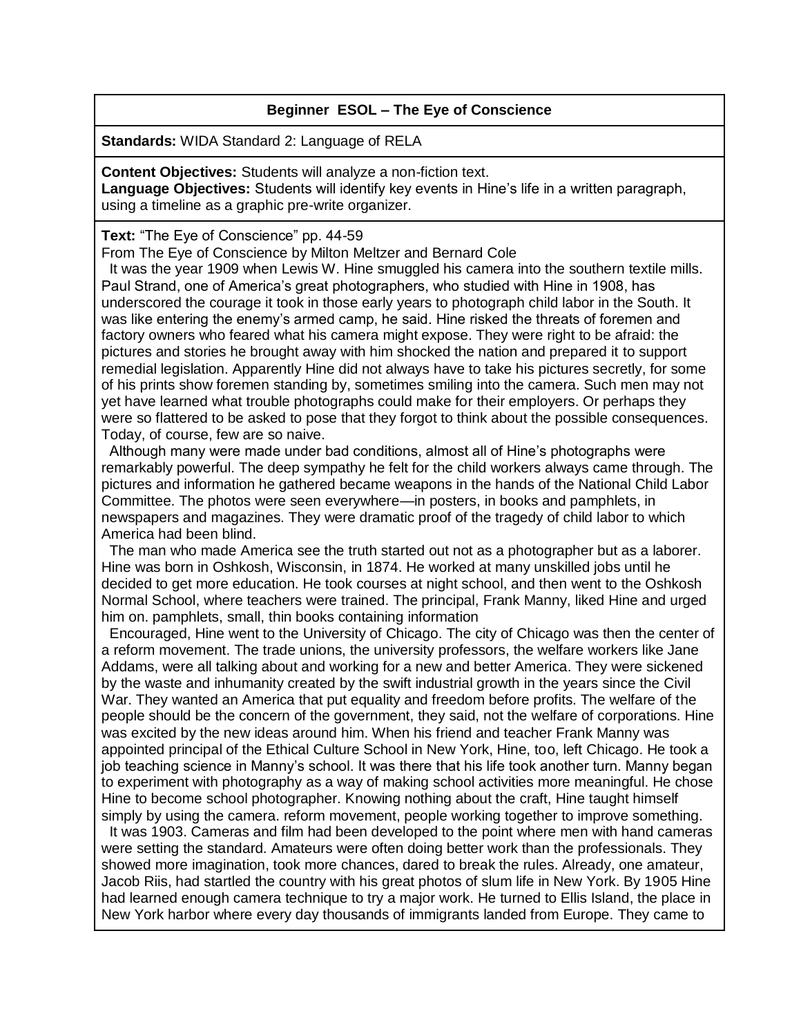**Beginner ESOL – The Eye of Conscience**

**Standards:** WIDA Standard 2: Language of RELA

**Content Objectives:** Students will analyze a non-fiction text.
**Language Objectives:** Students will identify key events in Hine's life in a written paragraph, using a timeline as a graphic pre-write organizer.

**Text:** "The Eye of Conscience" pp. 44-59
From The Eye of Conscience by Milton Meltzer and Bernard Cole

It was the year 1909 when Lewis W. Hine smuggled his camera into the southern textile mills. Paul Strand, one of America's great photographers, who studied with Hine in 1908, has underscored the courage it took in those early years to photograph child labor in the South. It was like entering the enemy's armed camp, he said. Hine risked the threats of foremen and factory owners who feared what his camera might expose. They were right to be afraid: the pictures and stories he brought away with him shocked the nation and prepared it to support remedial legislation. Apparently Hine did not always have to take his pictures secretly, for some of his prints show foremen standing by, sometimes smiling into the camera. Such men may not yet have learned what trouble photographs could make for their employers. Or perhaps they were so flattered to be asked to pose that they forgot to think about the possible consequences. Today, of course, few are so naive.

Although many were made under bad conditions, almost all of Hine's photographs were remarkably powerful. The deep sympathy he felt for the child workers always came through. The pictures and information he gathered became weapons in the hands of the National Child Labor Committee. The photos were seen everywhere—in posters, in books and pamphlets, in newspapers and magazines. They were dramatic proof of the tragedy of child labor to which America had been blind.

The man who made America see the truth started out not as a photographer but as a laborer. Hine was born in Oshkosh, Wisconsin, in 1874. He worked at many unskilled jobs until he decided to get more education. He took courses at night school, and then went to the Oshkosh Normal School, where teachers were trained. The principal, Frank Manny, liked Hine and urged him on. pamphlets, small, thin books containing information

Encouraged, Hine went to the University of Chicago. The city of Chicago was then the center of a reform movement. The trade unions, the university professors, the welfare workers like Jane Addams, were all talking about and working for a new and better America. They were sickened by the waste and inhumanity created by the swift industrial growth in the years since the Civil War. They wanted an America that put equality and freedom before profits. The welfare of the people should be the concern of the government, they said, not the welfare of corporations. Hine was excited by the new ideas around him. When his friend and teacher Frank Manny was appointed principal of the Ethical Culture School in New York, Hine, too, left Chicago. He took a job teaching science in Manny's school. It was there that his life took another turn. Manny began to experiment with photography as a way of making school activities more meaningful. He chose Hine to become school photographer. Knowing nothing about the craft, Hine taught himself simply by using the camera. reform movement, people working together to improve something.

It was 1903. Cameras and film had been developed to the point where men with hand cameras were setting the standard. Amateurs were often doing better work than the professionals. They showed more imagination, took more chances, dared to break the rules. Already, one amateur, Jacob Riis, had startled the country with his great photos of slum life in New York. By 1905 Hine had learned enough camera technique to try a major work. He turned to Ellis Island, the place in New York harbor where every day thousands of immigrants landed from Europe. They came to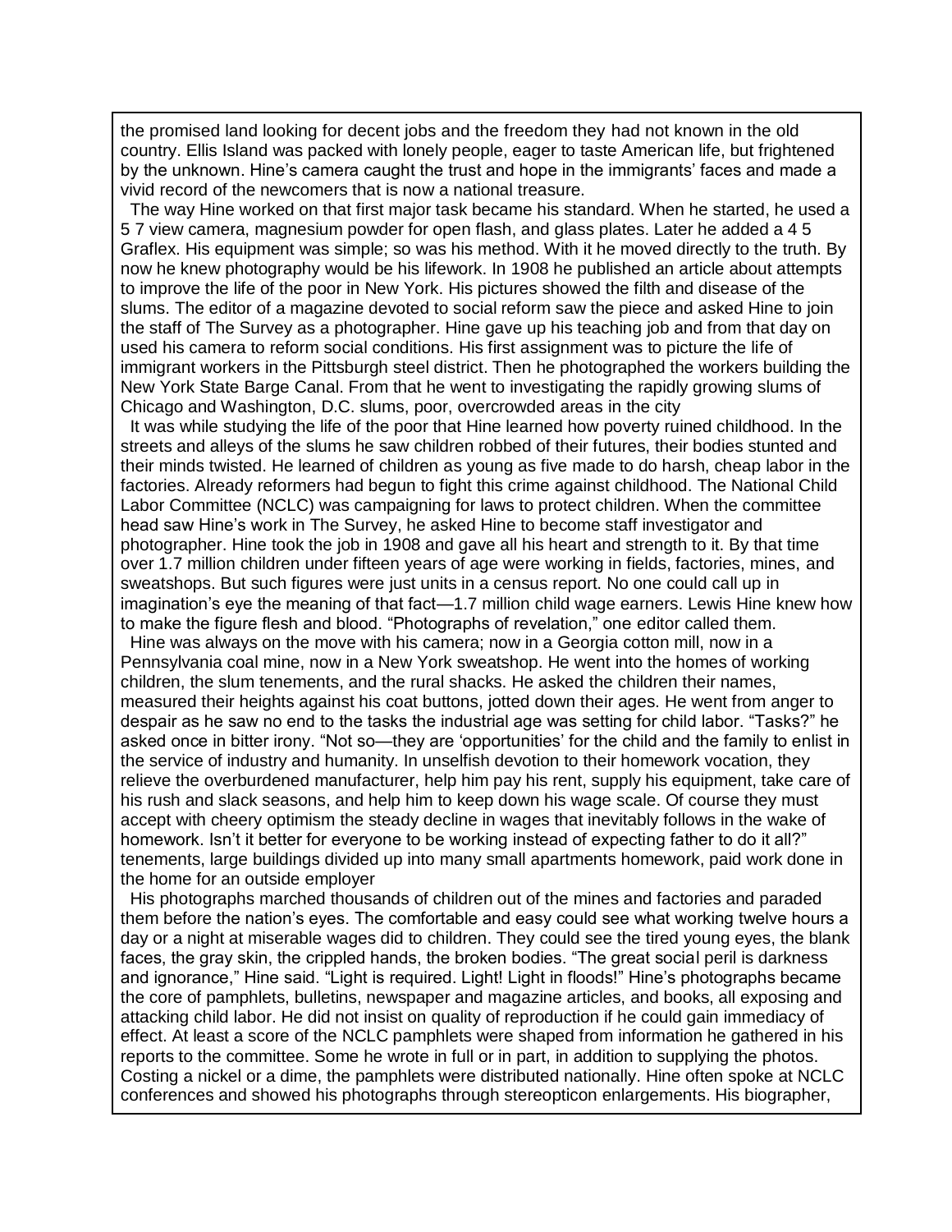the promised land looking for decent jobs and the freedom they had not known in the old country. Ellis Island was packed with lonely people, eager to taste American life, but frightened by the unknown. Hine's camera caught the trust and hope in the immigrants' faces and made a vivid record of the newcomers that is now a national treasure.

The way Hine worked on that first major task became his standard. When he started, he used a 5 7 view camera, magnesium powder for open flash, and glass plates. Later he added a 4 5 Graflex. His equipment was simple; so was his method. With it he moved directly to the truth. By now he knew photography would be his lifework. In 1908 he published an article about attempts to improve the life of the poor in New York. His pictures showed the filth and disease of the slums. The editor of a magazine devoted to social reform saw the piece and asked Hine to join the staff of The Survey as a photographer. Hine gave up his teaching job and from that day on used his camera to reform social conditions. His first assignment was to picture the life of immigrant workers in the Pittsburgh steel district. Then he photographed the workers building the New York State Barge Canal. From that he went to investigating the rapidly growing slums of Chicago and Washington, D.C. slums, poor, overcrowded areas in the city

It was while studying the life of the poor that Hine learned how poverty ruined childhood. In the streets and alleys of the slums he saw children robbed of their futures, their bodies stunted and their minds twisted. He learned of children as young as five made to do harsh, cheap labor in the factories. Already reformers had begun to fight this crime against childhood. The National Child Labor Committee (NCLC) was campaigning for laws to protect children. When the committee head saw Hine's work in The Survey, he asked Hine to become staff investigator and photographer. Hine took the job in 1908 and gave all his heart and strength to it. By that time over 1.7 million children under fifteen years of age were working in fields, factories, mines, and sweatshops. But such figures were just units in a census report. No one could call up in imagination's eye the meaning of that fact—1.7 million child wage earners. Lewis Hine knew how to make the figure flesh and blood. "Photographs of revelation," one editor called them.

Hine was always on the move with his camera; now in a Georgia cotton mill, now in a Pennsylvania coal mine, now in a New York sweatshop. He went into the homes of working children, the slum tenements, and the rural shacks. He asked the children their names, measured their heights against his coat buttons, jotted down their ages. He went from anger to despair as he saw no end to the tasks the industrial age was setting for child labor. "Tasks?" he asked once in bitter irony. "Not so—they are 'opportunities' for the child and the family to enlist in the service of industry and humanity. In unselfish devotion to their homework vocation, they relieve the overburdened manufacturer, help him pay his rent, supply his equipment, take care of his rush and slack seasons, and help him to keep down his wage scale. Of course they must accept with cheery optimism the steady decline in wages that inevitably follows in the wake of homework. Isn't it better for everyone to be working instead of expecting father to do it all?" tenements, large buildings divided up into many small apartments homework, paid work done in the home for an outside employer

His photographs marched thousands of children out of the mines and factories and paraded them before the nation's eyes. The comfortable and easy could see what working twelve hours a day or a night at miserable wages did to children. They could see the tired young eyes, the blank faces, the gray skin, the crippled hands, the broken bodies. "The great social peril is darkness and ignorance," Hine said. "Light is required. Light! Light in floods!" Hine's photographs became the core of pamphlets, bulletins, newspaper and magazine articles, and books, all exposing and attacking child labor. He did not insist on quality of reproduction if he could gain immediacy of effect. At least a score of the NCLC pamphlets were shaped from information he gathered in his reports to the committee. Some he wrote in full or in part, in addition to supplying the photos. Costing a nickel or a dime, the pamphlets were distributed nationally. Hine often spoke at NCLC conferences and showed his photographs through stereopticon enlargements. His biographer,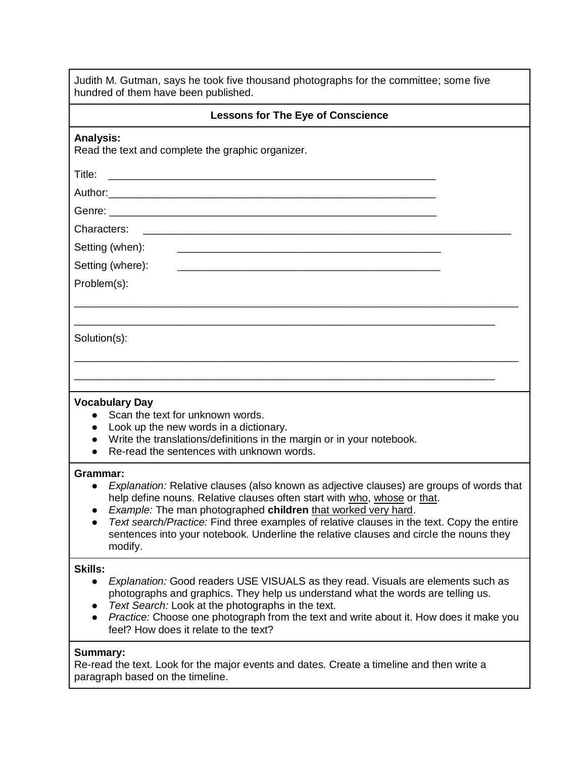Judith M. Gutman, says he took five thousand photographs for the committee; some five hundred of them have been published.

### Lessons for The Eye of Conscience

**Analysis:**
Read the text and complete the graphic organizer.

Title: ___________________________________________________________

Author:___________________________________________________________

Genre: ___________________________________________________________

Characters: ___________________________________________________________

Setting (when): ______________________________________________

Setting (where): ______________________________________________

Problem(s):

______________________________________________________________________________

______________________________________________________________________________

Solution(s):

______________________________________________________________________________

______________________________________________________________________________

**Vocabulary Day**

- Scan the text for unknown words.
- Look up the new words in a dictionary.
- Write the translations/definitions in the margin or in your notebook.
- Re-read the sentences with unknown words.

**Grammar:**

- *Explanation:* Relative clauses (also known as adjective clauses) are groups of words that help define nouns. Relative clauses often start with <u>who</u>, <u>whose</u> or <u>that</u>.
- *Example:* The man photographed **children** <u>that worked very hard</u>.
- *Text search/Practice:* Find three examples of relative clauses in the text. Copy the entire sentences into your notebook. Underline the relative clauses and circle the nouns they modify.

**Skills:**

- *Explanation:* Good readers USE VISUALS as they read. Visuals are elements such as photographs and graphics. They help us understand what the words are telling us.
- *Text Search:* Look at the photographs in the text.
- *Practice:* Choose one photograph from the text and write about it. How does it make you feel? How does it relate to the text?

**Summary:**
Re-read the text. Look for the major events and dates. Create a timeline and then write a paragraph based on the timeline.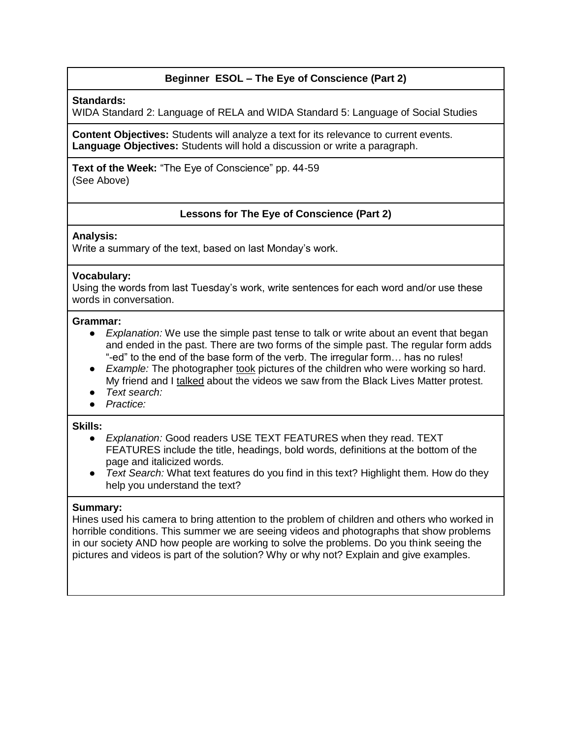## Beginner ESOL – The Eye of Conscience (Part 2)

**Standards:**
WIDA Standard 2: Language of RELA and WIDA Standard 5: Language of Social Studies

**Content Objectives:** Students will analyze a text for its relevance to current events.
**Language Objectives:** Students will hold a discussion or write a paragraph.

**Text of the Week:** "The Eye of Conscience" pp. 44-59
(See Above)

### Lessons for The Eye of Conscience (Part 2)

**Analysis:**
Write a summary of the text, based on last Monday's work.

**Vocabulary:**
Using the words from last Tuesday's work, write sentences for each word and/or use these words in conversation.

**Grammar:**

- *Explanation:* We use the simple past tense to talk or write about an event that began and ended in the past. There are two forms of the simple past. The regular form adds "-ed" to the end of the base form of the verb. The irregular form… has no rules!
- *Example:* The photographer <u>took</u> pictures of the children who were working so hard. My friend and I <u>talked</u> about the videos we saw from the Black Lives Matter protest.
- *Text search:*
- *Practice:*

**Skills:**

- *Explanation:* Good readers USE TEXT FEATURES when they read. TEXT FEATURES include the title, headings, bold words, definitions at the bottom of the page and italicized words.
- *Text Search:* What text features do you find in this text? Highlight them. How do they help you understand the text?

**Summary:**
Hines used his camera to bring attention to the problem of children and others who worked in horrible conditions. This summer we are seeing videos and photographs that show problems in our society AND how people are working to solve the problems. Do you think seeing the pictures and videos is part of the solution? Why or why not? Explain and give examples.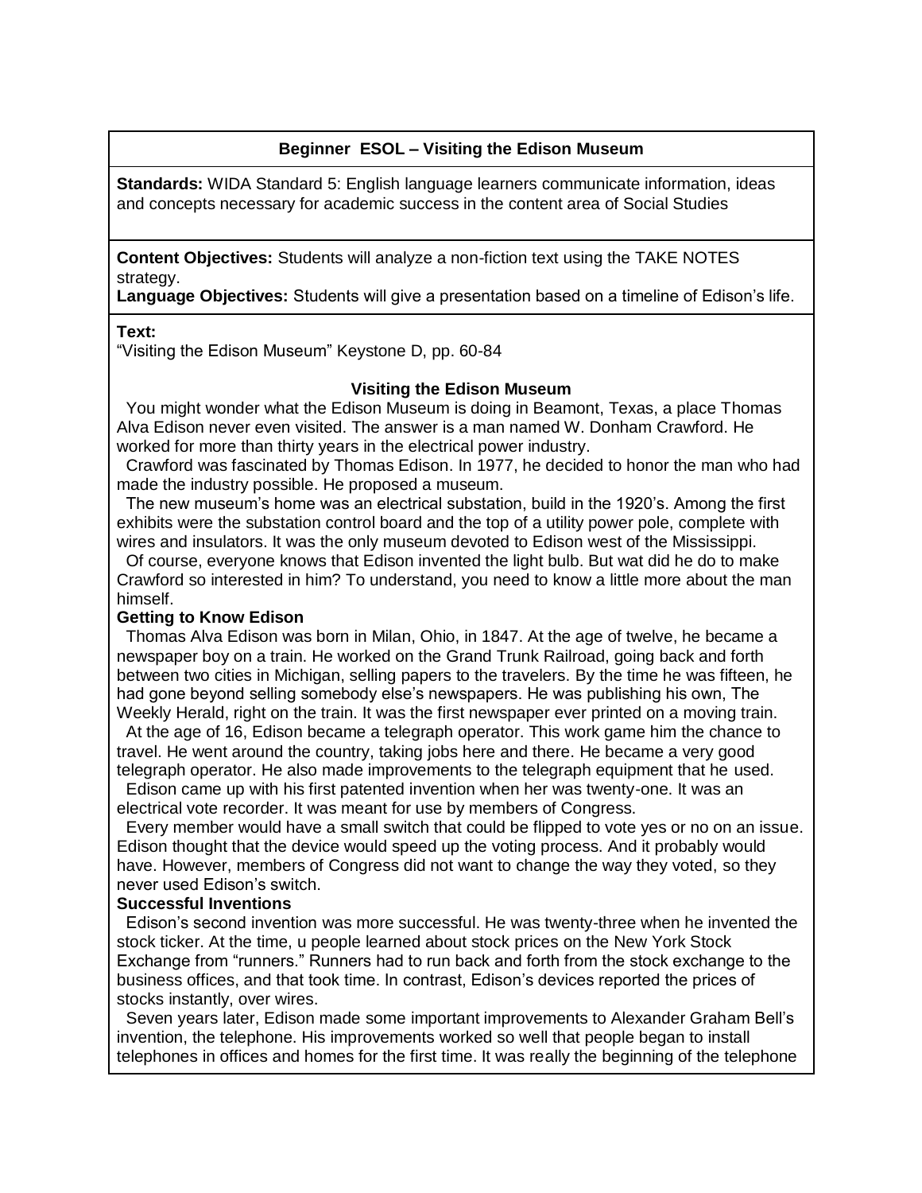### Beginner ESOL – Visiting the Edison Museum

**Standards:** WIDA Standard 5: English language learners communicate information, ideas and concepts necessary for academic success in the content area of Social Studies

**Content Objectives:** Students will analyze a non-fiction text using the TAKE NOTES strategy.

**Language Objectives:** Students will give a presentation based on a timeline of Edison's life.

**Text:**

"Visiting the Edison Museum" Keystone D, pp. 60-84

**Visiting the Edison Museum**

You might wonder what the Edison Museum is doing in Beamont, Texas, a place Thomas Alva Edison never even visited. The answer is a man named W. Donham Crawford. He worked for more than thirty years in the electrical power industry.

Crawford was fascinated by Thomas Edison. In 1977, he decided to honor the man who had made the industry possible. He proposed a museum.

The new museum's home was an electrical substation, build in the 1920's. Among the first exhibits were the substation control board and the top of a utility power pole, complete with wires and insulators. It was the only museum devoted to Edison west of the Mississippi.

Of course, everyone knows that Edison invented the light bulb. But wat did he do to make Crawford so interested in him? To understand, you need to know a little more about the man himself.

**Getting to Know Edison**

Thomas Alva Edison was born in Milan, Ohio, in 1847. At the age of twelve, he became a newspaper boy on a train. He worked on the Grand Trunk Railroad, going back and forth between two cities in Michigan, selling papers to the travelers. By the time he was fifteen, he had gone beyond selling somebody else's newspapers. He was publishing his own, The Weekly Herald, right on the train. It was the first newspaper ever printed on a moving train.

At the age of 16, Edison became a telegraph operator. This work game him the chance to travel. He went around the country, taking jobs here and there. He became a very good telegraph operator. He also made improvements to the telegraph equipment that he used.

Edison came up with his first patented invention when her was twenty-one. It was an electrical vote recorder. It was meant for use by members of Congress.

Every member would have a small switch that could be flipped to vote yes or no on an issue. Edison thought that the device would speed up the voting process. And it probably would have. However, members of Congress did not want to change the way they voted, so they never used Edison's switch.

**Successful Inventions**

Edison's second invention was more successful. He was twenty-three when he invented the stock ticker. At the time, u people learned about stock prices on the New York Stock Exchange from "runners." Runners had to run back and forth from the stock exchange to the business offices, and that took time. In contrast, Edison's devices reported the prices of stocks instantly, over wires.

Seven years later, Edison made some important improvements to Alexander Graham Bell's invention, the telephone. His improvements worked so well that people began to install telephones in offices and homes for the first time. It was really the beginning of the telephone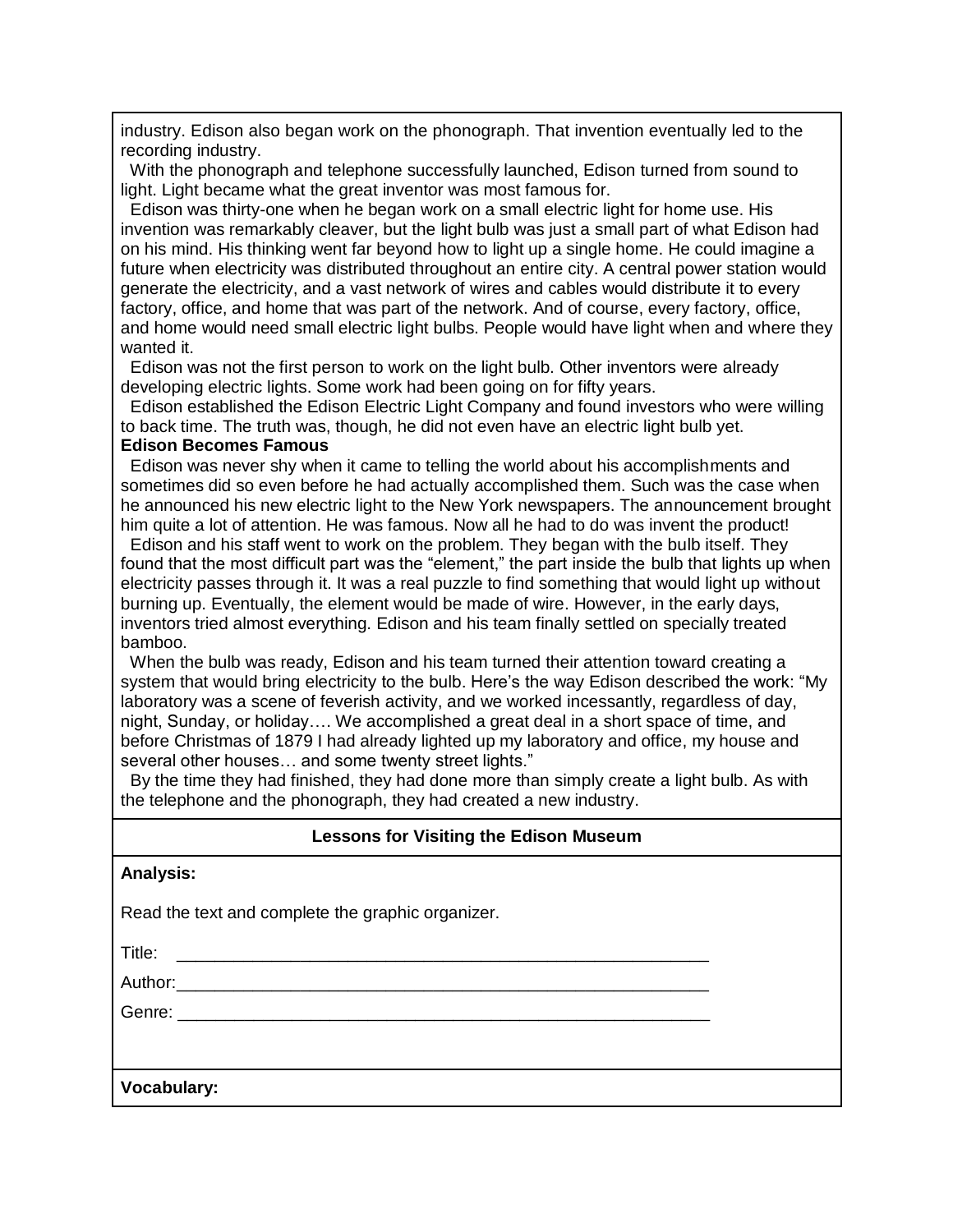industry. Edison also began work on the phonograph. That invention eventually led to the recording industry.

With the phonograph and telephone successfully launched, Edison turned from sound to light. Light became what the great inventor was most famous for.

Edison was thirty-one when he began work on a small electric light for home use. His invention was remarkably cleaver, but the light bulb was just a small part of what Edison had on his mind. His thinking went far beyond how to light up a single home. He could imagine a future when electricity was distributed throughout an entire city. A central power station would generate the electricity, and a vast network of wires and cables would distribute it to every factory, office, and home that was part of the network. And of course, every factory, office, and home would need small electric light bulbs. People would have light when and where they wanted it.

Edison was not the first person to work on the light bulb. Other inventors were already developing electric lights. Some work had been going on for fifty years.

Edison established the Edison Electric Light Company and found investors who were willing to back time. The truth was, though, he did not even have an electric light bulb yet.

**Edison Becomes Famous**

Edison was never shy when it came to telling the world about his accomplishments and sometimes did so even before he had actually accomplished them. Such was the case when he announced his new electric light to the New York newspapers. The announcement brought him quite a lot of attention. He was famous. Now all he had to do was invent the product!

Edison and his staff went to work on the problem. They began with the bulb itself. They found that the most difficult part was the "element," the part inside the bulb that lights up when electricity passes through it. It was a real puzzle to find something that would light up without burning up. Eventually, the element would be made of wire. However, in the early days, inventors tried almost everything. Edison and his team finally settled on specially treated bamboo.

When the bulb was ready, Edison and his team turned their attention toward creating a system that would bring electricity to the bulb. Here's the way Edison described the work: "My laboratory was a scene of feverish activity, and we worked incessantly, regardless of day, night, Sunday, or holiday…. We accomplished a great deal in a short space of time, and before Christmas of 1879 I had already lighted up my laboratory and office, my house and several other houses… and some twenty street lights."

By the time they had finished, they had done more than simply create a light bulb. As with the telephone and the phonograph, they had created a new industry.

**Lessons for Visiting the Edison Museum**

**Analysis:**

Read the text and complete the graphic organizer.

Title: ____________________________________________________________

Author:____________________________________________________________

Genre: ____________________________________________________________

**Vocabulary:**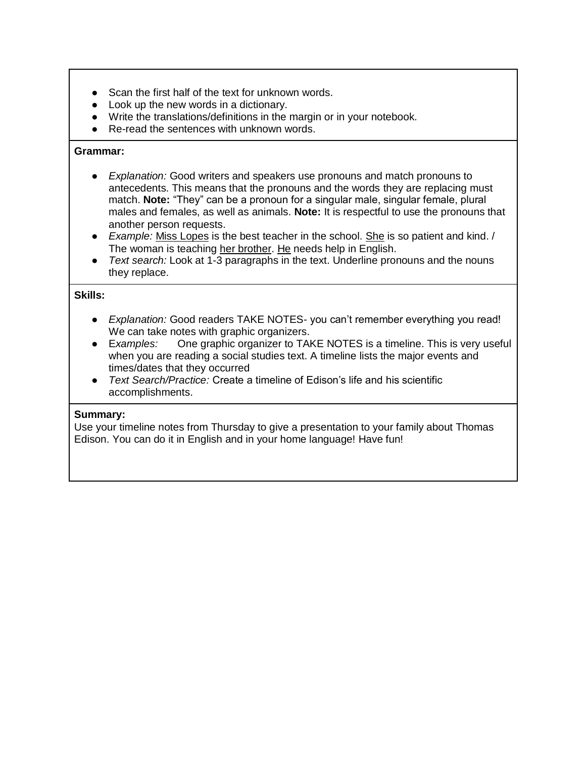- Scan the first half of the text for unknown words.
- Look up the new words in a dictionary.
- Write the translations/definitions in the margin or in your notebook.
- Re-read the sentences with unknown words.

**Grammar:**

- *Explanation:* Good writers and speakers use pronouns and match pronouns to antecedents. This means that the pronouns and the words they are replacing must match. **Note:** "They" can be a pronoun for a singular male, singular female, plural males and females, as well as animals. **Note:** It is respectful to use the pronouns that another person requests.
- *Example:* <u>Miss Lopes</u> is the best teacher in the school. <u>She</u> is so patient and kind. / The woman is teaching <u>her brother</u>. <u>He</u> needs help in English.
- *Text search:* Look at 1-3 paragraphs in the text. Underline pronouns and the nouns they replace.

**Skills:**

- *Explanation:* Good readers TAKE NOTES- you can't remember everything you read! We can take notes with graphic organizers.
- E*xamples:* One graphic organizer to TAKE NOTES is a timeline. This is very useful when you are reading a social studies text. A timeline lists the major events and times/dates that they occurred
- *Text Search/Practice:* Create a timeline of Edison's life and his scientific accomplishments.

**Summary:**
Use your timeline notes from Thursday to give a presentation to your family about Thomas Edison. You can do it in English and in your home language! Have fun!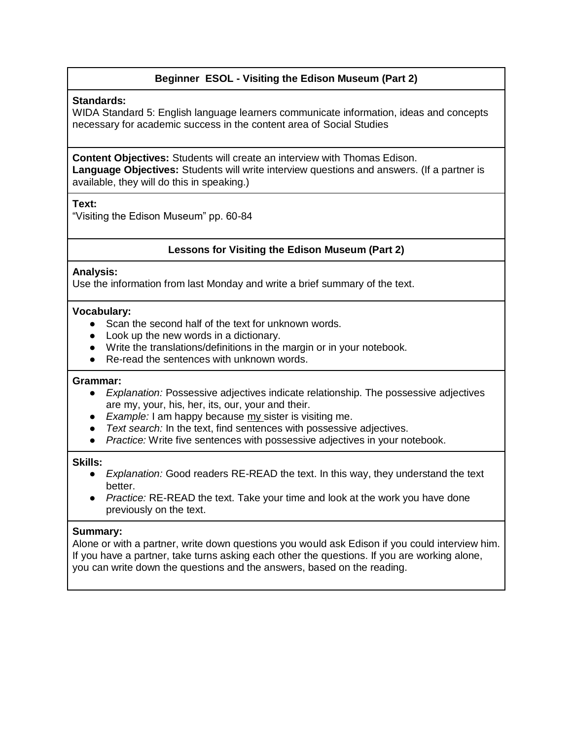## Beginner ESOL - Visiting the Edison Museum (Part 2)

**Standards:**
WIDA Standard 5: English language learners communicate information, ideas and concepts necessary for academic success in the content area of Social Studies

**Content Objectives:** Students will create an interview with Thomas Edison.
**Language Objectives:** Students will write interview questions and answers. (If a partner is available, they will do this in speaking.)

**Text:**
"Visiting the Edison Museum" pp. 60-84

## Lessons for Visiting the Edison Museum (Part 2)

**Analysis:**
Use the information from last Monday and write a brief summary of the text.

**Vocabulary:**

- Scan the second half of the text for unknown words.
- Look up the new words in a dictionary.
- Write the translations/definitions in the margin or in your notebook.
- Re-read the sentences with unknown words.

**Grammar:**

- *Explanation:* Possessive adjectives indicate relationship. The possessive adjectives are my, your, his, her, its, our, your and their.
- *Example:* I am happy because <u>my</u> sister is visiting me.
- *Text search:* In the text, find sentences with possessive adjectives.
- *Practice:* Write five sentences with possessive adjectives in your notebook.

**Skills:**

- *Explanation:* Good readers RE-READ the text. In this way, they understand the text better.
- *Practice:* RE-READ the text. Take your time and look at the work you have done previously on the text.

**Summary:**
Alone or with a partner, write down questions you would ask Edison if you could interview him. If you have a partner, take turns asking each other the questions. If you are working alone, you can write down the questions and the answers, based on the reading.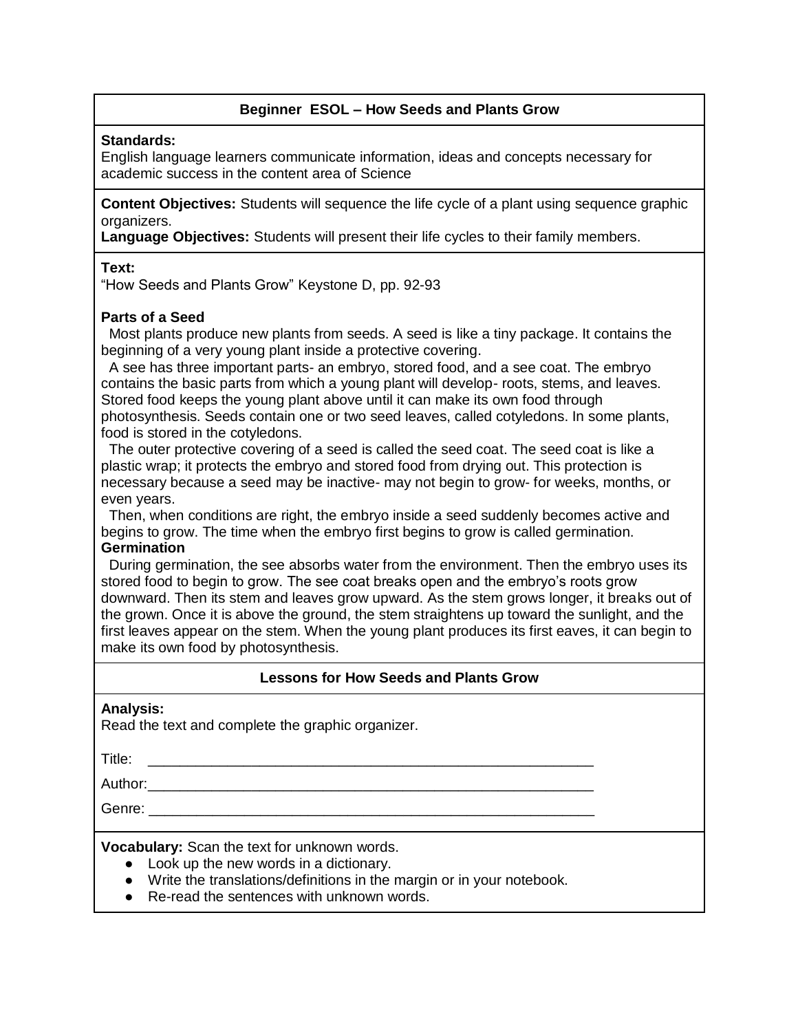**Beginner ESOL – How Seeds and Plants Grow**

**Standards:**
English language learners communicate information, ideas and concepts necessary for academic success in the content area of Science

**Content Objectives:** Students will sequence the life cycle of a plant using sequence graphic organizers.
**Language Objectives:** Students will present their life cycles to their family members.

**Text:**
"How Seeds and Plants Grow" Keystone D, pp. 92-93

**Parts of a Seed**

Most plants produce new plants from seeds. A seed is like a tiny package. It contains the beginning of a very young plant inside a protective covering.

A see has three important parts- an embryo, stored food, and a see coat. The embryo contains the basic parts from which a young plant will develop- roots, stems, and leaves. Stored food keeps the young plant above until it can make its own food through photosynthesis. Seeds contain one or two seed leaves, called cotyledons. In some plants, food is stored in the cotyledons.

The outer protective covering of a seed is called the seed coat. The seed coat is like a plastic wrap; it protects the embryo and stored food from drying out. This protection is necessary because a seed may be inactive- may not begin to grow- for weeks, months, or even years.

Then, when conditions are right, the embryo inside a seed suddenly becomes active and begins to grow. The time when the embryo first begins to grow is called germination.

**Germination**

During germination, the see absorbs water from the environment. Then the embryo uses its stored food to begin to grow. The see coat breaks open and the embryo's roots grow downward. Then its stem and leaves grow upward. As the stem grows longer, it breaks out of the grown. Once it is above the ground, the stem straightens up toward the sunlight, and the first leaves appear on the stem. When the young plant produces its first eaves, it can begin to make its own food by photosynthesis.

**Lessons for How Seeds and Plants Grow**

**Analysis:**
Read the text and complete the graphic organizer.

Title: ____________________________________________________________

Author:____________________________________________________________

Genre: ____________________________________________________________

**Vocabulary:** Scan the text for unknown words.

- Look up the new words in a dictionary.
- Write the translations/definitions in the margin or in your notebook.
- Re-read the sentences with unknown words.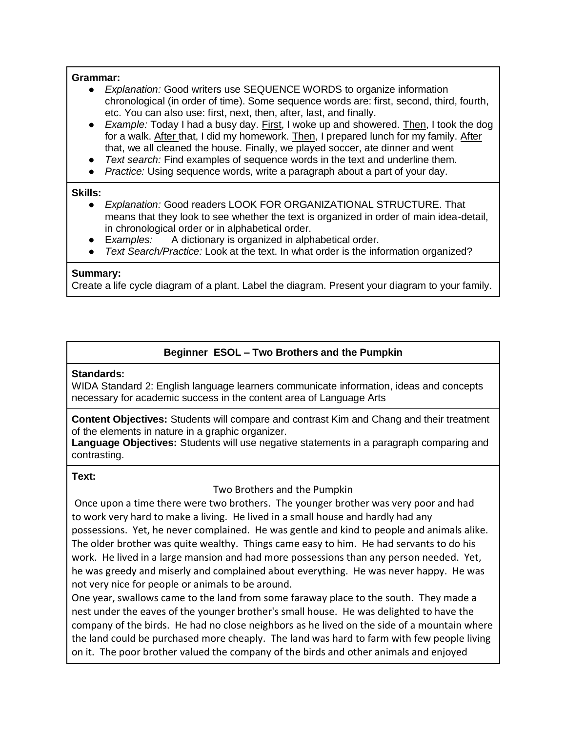**Grammar:**

- *Explanation:* Good writers use SEQUENCE WORDS to organize information chronological (in order of time). Some sequence words are: first, second, third, fourth, etc. You can also use: first, next, then, after, last, and finally.
- *Example:* Today I had a busy day. <u>First</u>, I woke up and showered. <u>Then</u>, I took the dog for a walk. <u>After</u> that, I did my homework. <u>Then</u>, I prepared lunch for my family. <u>After</u> that, we all cleaned the house. <u>Finally</u>, we played soccer, ate dinner and went
- *Text search:* Find examples of sequence words in the text and underline them.
- *Practice:* Using sequence words, write a paragraph about a part of your day.

**Skills:**

- *Explanation:* Good readers LOOK FOR ORGANIZATIONAL STRUCTURE. That means that they look to see whether the text is organized in order of main idea-detail, in chronological order or in alphabetical order.
- E*xamples:* A dictionary is organized in alphabetical order.
- *Text Search/Practice:* Look at the text. In what order is the information organized?

**Summary:**

Create a life cycle diagram of a plant. Label the diagram. Present your diagram to your family.

## Beginner ESOL – Two Brothers and the Pumpkin

**Standards:**

WIDA Standard 2: English language learners communicate information, ideas and concepts necessary for academic success in the content area of Language Arts

**Content Objectives:** Students will compare and contrast Kim and Chang and their treatment of the elements in nature in a graphic organizer.

**Language Objectives:** Students will use negative statements in a paragraph comparing and contrasting.

**Text:**

Two Brothers and the Pumpkin

Once upon a time there were two brothers. The younger brother was very poor and had to work very hard to make a living. He lived in a small house and hardly had any possessions. Yet, he never complained. He was gentle and kind to people and animals alike. The older brother was quite wealthy. Things came easy to him. He had servants to do his work. He lived in a large mansion and had more possessions than any person needed. Yet, he was greedy and miserly and complained about everything. He was never happy. He was not very nice for people or animals to be around.

One year, swallows came to the land from some faraway place to the south. They made a nest under the eaves of the younger brother's small house. He was delighted to have the company of the birds. He had no close neighbors as he lived on the side of a mountain where the land could be purchased more cheaply. The land was hard to farm with few people living on it. The poor brother valued the company of the birds and other animals and enjoyed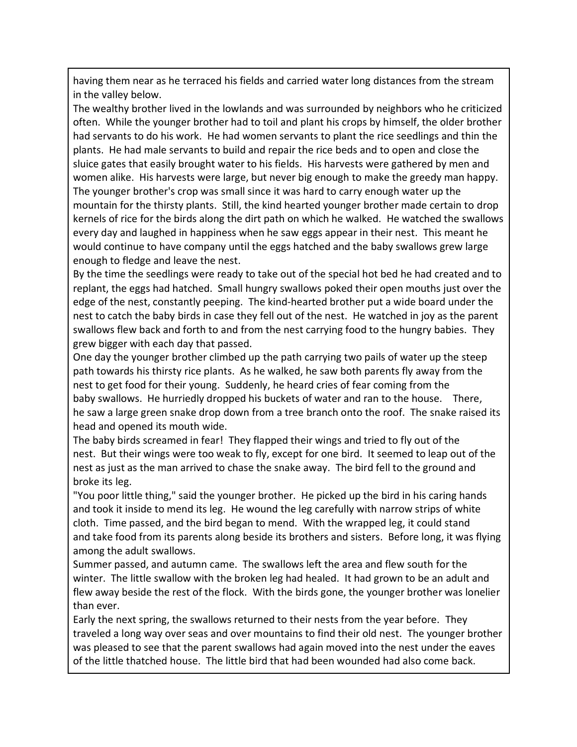having them near as he terraced his fields and carried water long distances from the stream in the valley below.

The wealthy brother lived in the lowlands and was surrounded by neighbors who he criticized often. While the younger brother had to toil and plant his crops by himself, the older brother had servants to do his work. He had women servants to plant the rice seedlings and thin the plants. He had male servants to build and repair the rice beds and to open and close the sluice gates that easily brought water to his fields. His harvests were gathered by men and women alike. His harvests were large, but never big enough to make the greedy man happy.

The younger brother's crop was small since it was hard to carry enough water up the mountain for the thirsty plants. Still, the kind hearted younger brother made certain to drop kernels of rice for the birds along the dirt path on which he walked. He watched the swallows every day and laughed in happiness when he saw eggs appear in their nest. This meant he would continue to have company until the eggs hatched and the baby swallows grew large enough to fledge and leave the nest.

By the time the seedlings were ready to take out of the special hot bed he had created and to replant, the eggs had hatched. Small hungry swallows poked their open mouths just over the edge of the nest, constantly peeping. The kind-hearted brother put a wide board under the nest to catch the baby birds in case they fell out of the nest. He watched in joy as the parent swallows flew back and forth to and from the nest carrying food to the hungry babies. They grew bigger with each day that passed.

One day the younger brother climbed up the path carrying two pails of water up the steep path towards his thirsty rice plants. As he walked, he saw both parents fly away from the nest to get food for their young. Suddenly, he heard cries of fear coming from the baby swallows. He hurriedly dropped his buckets of water and ran to the house. There, he saw a large green snake drop down from a tree branch onto the roof. The snake raised its head and opened its mouth wide.

The baby birds screamed in fear! They flapped their wings and tried to fly out of the nest. But their wings were too weak to fly, except for one bird. It seemed to leap out of the nest as just as the man arrived to chase the snake away. The bird fell to the ground and broke its leg.

"You poor little thing," said the younger brother. He picked up the bird in his caring hands and took it inside to mend its leg. He wound the leg carefully with narrow strips of white cloth. Time passed, and the bird began to mend. With the wrapped leg, it could stand and take food from its parents along beside its brothers and sisters. Before long, it was flying among the adult swallows.

Summer passed, and autumn came. The swallows left the area and flew south for the winter. The little swallow with the broken leg had healed. It had grown to be an adult and flew away beside the rest of the flock. With the birds gone, the younger brother was lonelier than ever.

Early the next spring, the swallows returned to their nests from the year before. They traveled a long way over seas and over mountains to find their old nest. The younger brother was pleased to see that the parent swallows had again moved into the nest under the eaves of the little thatched house. The little bird that had been wounded had also come back.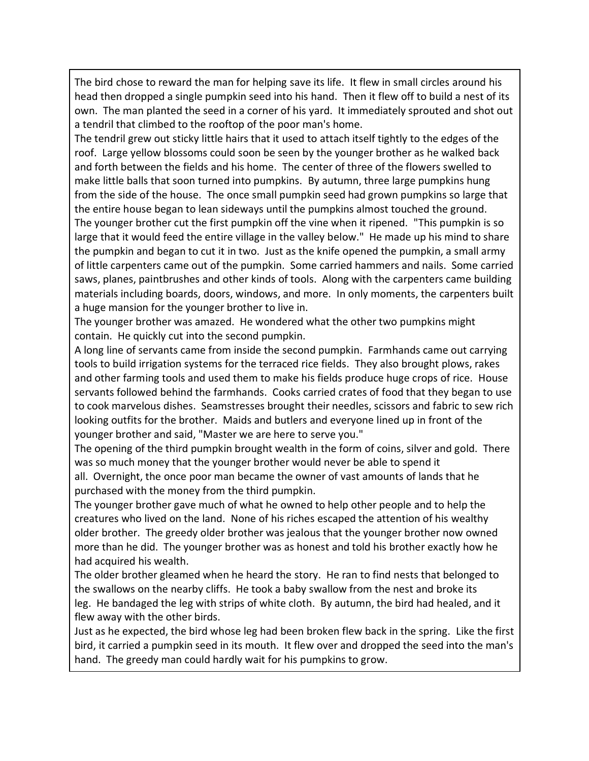The bird chose to reward the man for helping save its life. It flew in small circles around his head then dropped a single pumpkin seed into his hand. Then it flew off to build a nest of its own. The man planted the seed in a corner of his yard. It immediately sprouted and shot out a tendril that climbed to the rooftop of the poor man's home.

The tendril grew out sticky little hairs that it used to attach itself tightly to the edges of the roof. Large yellow blossoms could soon be seen by the younger brother as he walked back and forth between the fields and his home. The center of three of the flowers swelled to make little balls that soon turned into pumpkins. By autumn, three large pumpkins hung from the side of the house. The once small pumpkin seed had grown pumpkins so large that the entire house began to lean sideways until the pumpkins almost touched the ground.

The younger brother cut the first pumpkin off the vine when it ripened. "This pumpkin is so large that it would feed the entire village in the valley below." He made up his mind to share the pumpkin and began to cut it in two. Just as the knife opened the pumpkin, a small army of little carpenters came out of the pumpkin. Some carried hammers and nails. Some carried saws, planes, paintbrushes and other kinds of tools. Along with the carpenters came building materials including boards, doors, windows, and more. In only moments, the carpenters built a huge mansion for the younger brother to live in.

The younger brother was amazed. He wondered what the other two pumpkins might contain. He quickly cut into the second pumpkin.

A long line of servants came from inside the second pumpkin. Farmhands came out carrying tools to build irrigation systems for the terraced rice fields. They also brought plows, rakes and other farming tools and used them to make his fields produce huge crops of rice. House servants followed behind the farmhands. Cooks carried crates of food that they began to use to cook marvelous dishes. Seamstresses brought their needles, scissors and fabric to sew rich looking outfits for the brother. Maids and butlers and everyone lined up in front of the younger brother and said, "Master we are here to serve you."

The opening of the third pumpkin brought wealth in the form of coins, silver and gold. There was so much money that the younger brother would never be able to spend it all. Overnight, the once poor man became the owner of vast amounts of lands that he purchased with the money from the third pumpkin.

The younger brother gave much of what he owned to help other people and to help the creatures who lived on the land. None of his riches escaped the attention of his wealthy older brother. The greedy older brother was jealous that the younger brother now owned more than he did. The younger brother was as honest and told his brother exactly how he had acquired his wealth.

The older brother gleamed when he heard the story. He ran to find nests that belonged to the swallows on the nearby cliffs. He took a baby swallow from the nest and broke its leg. He bandaged the leg with strips of white cloth. By autumn, the bird had healed, and it flew away with the other birds.

Just as he expected, the bird whose leg had been broken flew back in the spring. Like the first bird, it carried a pumpkin seed in its mouth. It flew over and dropped the seed into the man's hand. The greedy man could hardly wait for his pumpkins to grow.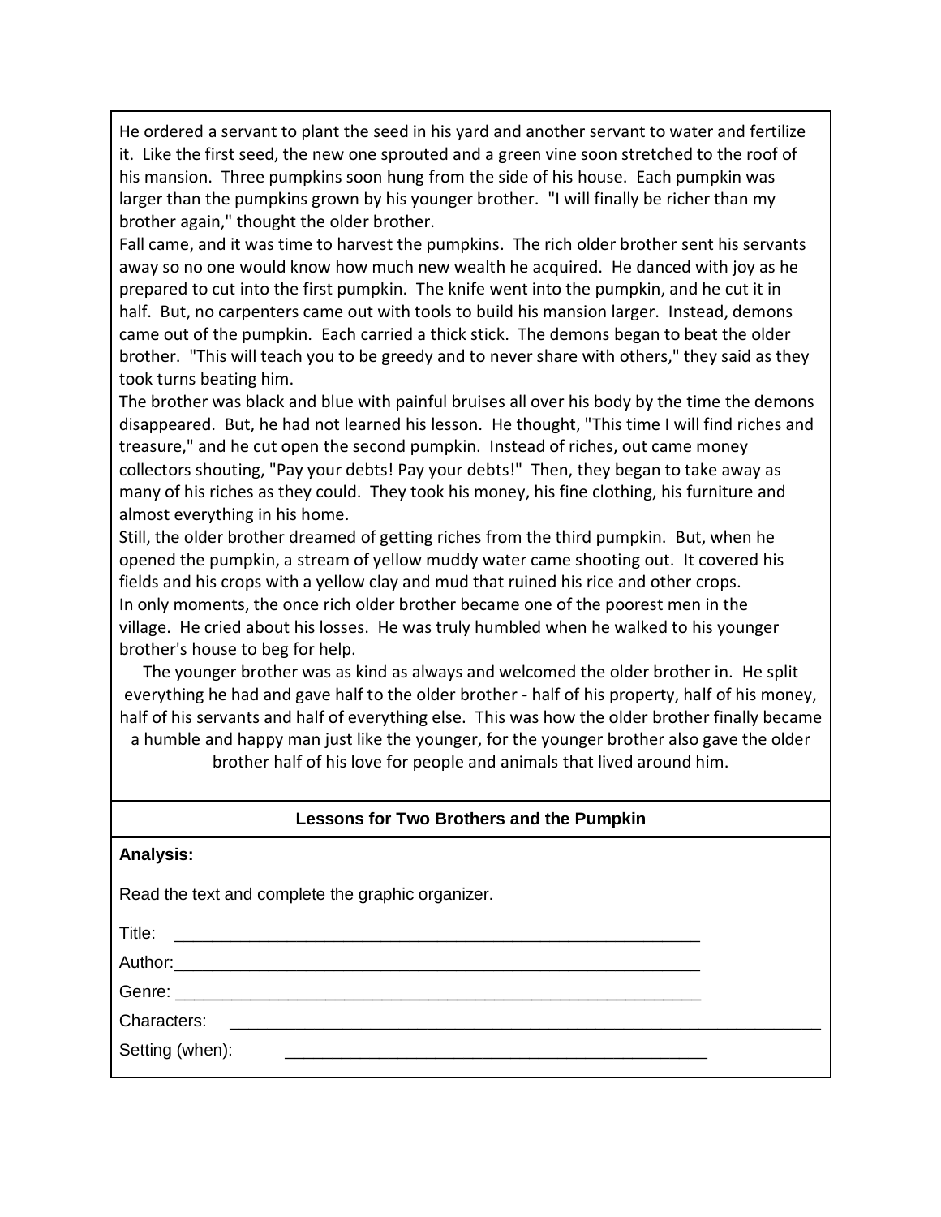He ordered a servant to plant the seed in his yard and another servant to water and fertilize it. Like the first seed, the new one sprouted and a green vine soon stretched to the roof of his mansion. Three pumpkins soon hung from the side of his house. Each pumpkin was larger than the pumpkins grown by his younger brother. "I will finally be richer than my brother again," thought the older brother.

Fall came, and it was time to harvest the pumpkins. The rich older brother sent his servants away so no one would know how much new wealth he acquired. He danced with joy as he prepared to cut into the first pumpkin. The knife went into the pumpkin, and he cut it in half. But, no carpenters came out with tools to build his mansion larger. Instead, demons came out of the pumpkin. Each carried a thick stick. The demons began to beat the older brother. "This will teach you to be greedy and to never share with others," they said as they took turns beating him.

The brother was black and blue with painful bruises all over his body by the time the demons disappeared. But, he had not learned his lesson. He thought, "This time I will find riches and treasure," and he cut open the second pumpkin. Instead of riches, out came money collectors shouting, "Pay your debts! Pay your debts!" Then, they began to take away as many of his riches as they could. They took his money, his fine clothing, his furniture and almost everything in his home.

Still, the older brother dreamed of getting riches from the third pumpkin. But, when he opened the pumpkin, a stream of yellow muddy water came shooting out. It covered his fields and his crops with a yellow clay and mud that ruined his rice and other crops.

In only moments, the once rich older brother became one of the poorest men in the village. He cried about his losses. He was truly humbled when he walked to his younger brother's house to beg for help.

The younger brother was as kind as always and welcomed the older brother in. He split everything he had and gave half to the older brother - half of his property, half of his money, half of his servants and half of everything else. This was how the older brother finally became a humble and happy man just like the younger, for the younger brother also gave the older brother half of his love for people and animals that lived around him.

**Lessons for Two Brothers and the Pumpkin**

**Analysis:**

Read the text and complete the graphic organizer.

Title: ____________________________________________

Author: ____________________________________________

Genre: ____________________________________________

Characters: ____________________________________________

Setting (when): ____________________________________________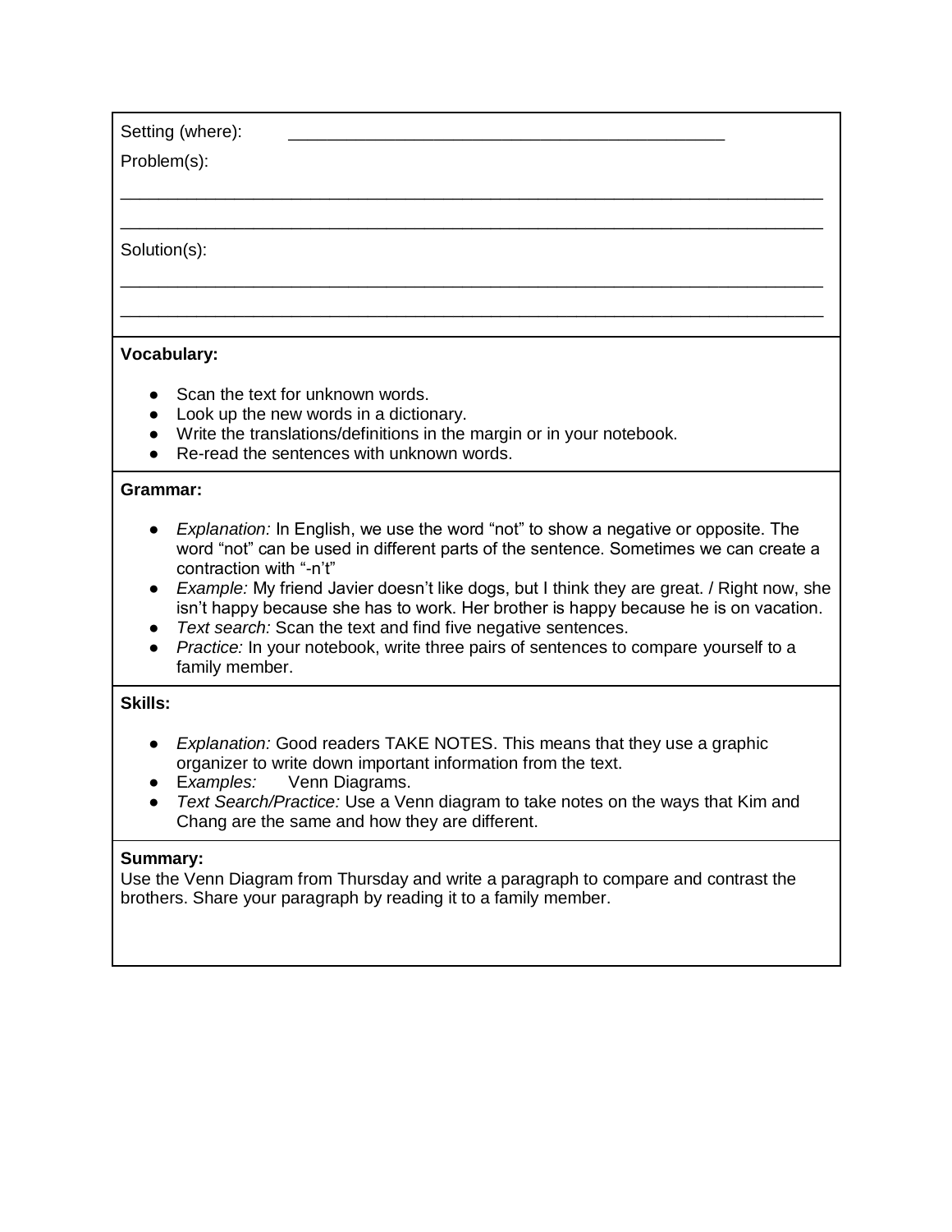Setting (where): \_\_\_\_\_\_\_\_\_\_\_\_\_\_\_\_\_\_\_\_\_\_\_\_\_\_\_\_\_\_\_\_\_\_\_\_\_\_\_\_\_\_\_\_\_\_\_\_

Problem(s):

\_\_\_\_\_\_\_\_\_\_\_\_\_\_\_\_\_\_\_\_\_\_\_\_\_\_\_\_\_\_\_\_\_\_\_\_\_\_\_\_\_\_\_\_\_\_\_\_\_\_\_\_\_\_\_\_\_\_\_\_\_\_\_\_\_\_\_\_\_\_\_\_\_\_\_\_

\_\_\_\_\_\_\_\_\_\_\_\_\_\_\_\_\_\_\_\_\_\_\_\_\_\_\_\_\_\_\_\_\_\_\_\_\_\_\_\_\_\_\_\_\_\_\_\_\_\_\_\_\_\_\_\_\_\_\_\_\_\_\_\_\_\_\_\_\_\_\_\_\_\_\_\_

Solution(s):

\_\_\_\_\_\_\_\_\_\_\_\_\_\_\_\_\_\_\_\_\_\_\_\_\_\_\_\_\_\_\_\_\_\_\_\_\_\_\_\_\_\_\_\_\_\_\_\_\_\_\_\_\_\_\_\_\_\_\_\_\_\_\_\_\_\_\_\_\_\_\_\_\_\_\_\_

\_\_\_\_\_\_\_\_\_\_\_\_\_\_\_\_\_\_\_\_\_\_\_\_\_\_\_\_\_\_\_\_\_\_\_\_\_\_\_\_\_\_\_\_\_\_\_\_\_\_\_\_\_\_\_\_\_\_\_\_\_\_\_\_\_\_\_\_\_\_\_\_\_\_\_\_

**Vocabulary:**

- Scan the text for unknown words.
- Look up the new words in a dictionary.
- Write the translations/definitions in the margin or in your notebook.
- Re-read the sentences with unknown words.

**Grammar:**

- *Explanation:* In English, we use the word "not" to show a negative or opposite. The word "not" can be used in different parts of the sentence. Sometimes we can create a contraction with "-n't"
- *Example:* My friend Javier doesn't like dogs, but I think they are great. / Right now, she isn't happy because she has to work. Her brother is happy because he is on vacation.
- *Text search:* Scan the text and find five negative sentences.
- *Practice:* In your notebook, write three pairs of sentences to compare yourself to a family member.

**Skills:**

- *Explanation:* Good readers TAKE NOTES. This means that they use a graphic organizer to write down important information from the text.
- E*xamples:* Venn Diagrams.
- *Text Search/Practice:* Use a Venn diagram to take notes on the ways that Kim and Chang are the same and how they are different.

**Summary:**

Use the Venn Diagram from Thursday and write a paragraph to compare and contrast the brothers. Share your paragraph by reading it to a family member.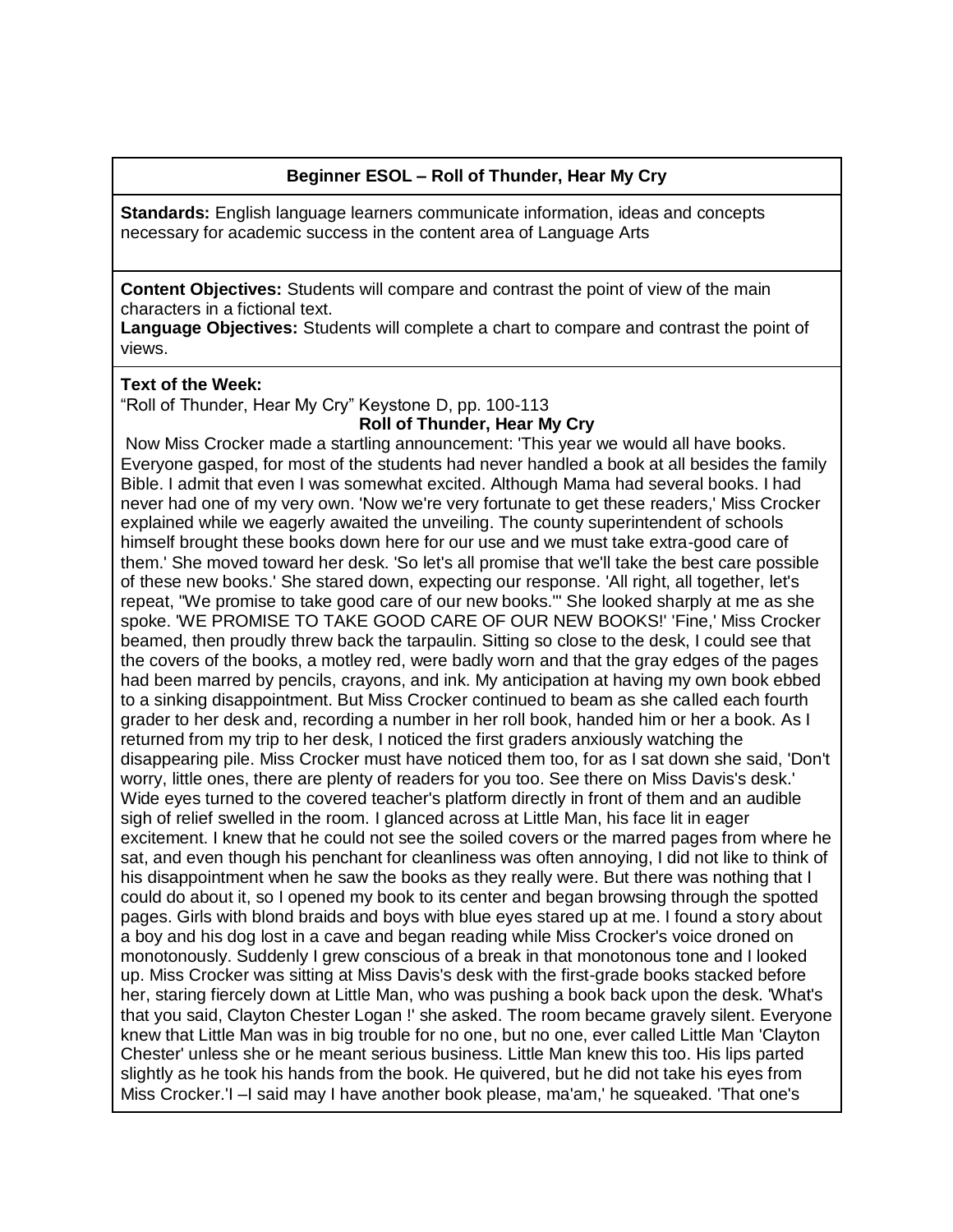**Beginner ESOL – Roll of Thunder, Hear My Cry**

**Standards:** English language learners communicate information, ideas and concepts necessary for academic success in the content area of Language Arts

**Content Objectives:** Students will compare and contrast the point of view of the main characters in a fictional text.
**Language Objectives:** Students will complete a chart to compare and contrast the point of views.

**Text of the Week:**
"Roll of Thunder, Hear My Cry" Keystone D, pp. 100-113

**Roll of Thunder, Hear My Cry**

Now Miss Crocker made a startling announcement: 'This year we would all have books. Everyone gasped, for most of the students had never handled a book at all besides the family Bible. I admit that even I was somewhat excited. Although Mama had several books. I had never had one of my very own. 'Now we're very fortunate to get these readers,' Miss Crocker explained while we eagerly awaited the unveiling. The county superintendent of schools himself brought these books down here for our use and we must take extra-good care of them.' She moved toward her desk. 'So let's all promise that we'll take the best care possible of these new books.' She stared down, expecting our response. 'All right, all together, let's repeat, "We promise to take good care of our new books."' She looked sharply at me as she spoke. 'WE PROMISE TO TAKE GOOD CARE OF OUR NEW BOOKS!' 'Fine,' Miss Crocker beamed, then proudly threw back the tarpaulin. Sitting so close to the desk, I could see that the covers of the books, a motley red, were badly worn and that the gray edges of the pages had been marred by pencils, crayons, and ink. My anticipation at having my own book ebbed to a sinking disappointment. But Miss Crocker continued to beam as she called each fourth grader to her desk and, recording a number in her roll book, handed him or her a book. As I returned from my trip to her desk, I noticed the first graders anxiously watching the disappearing pile. Miss Crocker must have noticed them too, for as I sat down she said, 'Don't worry, little ones, there are plenty of readers for you too. See there on Miss Davis's desk.' Wide eyes turned to the covered teacher's platform directly in front of them and an audible sigh of relief swelled in the room. I glanced across at Little Man, his face lit in eager excitement. I knew that he could not see the soiled covers or the marred pages from where he sat, and even though his penchant for cleanliness was often annoying, I did not like to think of his disappointment when he saw the books as they really were. But there was nothing that I could do about it, so I opened my book to its center and began browsing through the spotted pages. Girls with blond braids and boys with blue eyes stared up at me. I found a story about a boy and his dog lost in a cave and began reading while Miss Crocker's voice droned on monotonously. Suddenly I grew conscious of a break in that monotonous tone and I looked up. Miss Crocker was sitting at Miss Davis's desk with the first-grade books stacked before her, staring fiercely down at Little Man, who was pushing a book back upon the desk. 'What's that you said, Clayton Chester Logan !' she asked. The room became gravely silent. Everyone knew that Little Man was in big trouble for no one, but no one, ever called Little Man 'Clayton Chester' unless she or he meant serious business. Little Man knew this too. His lips parted slightly as he took his hands from the book. He quivered, but he did not take his eyes from Miss Crocker.'I –I said may I have another book please, ma'am,' he squeaked. 'That one's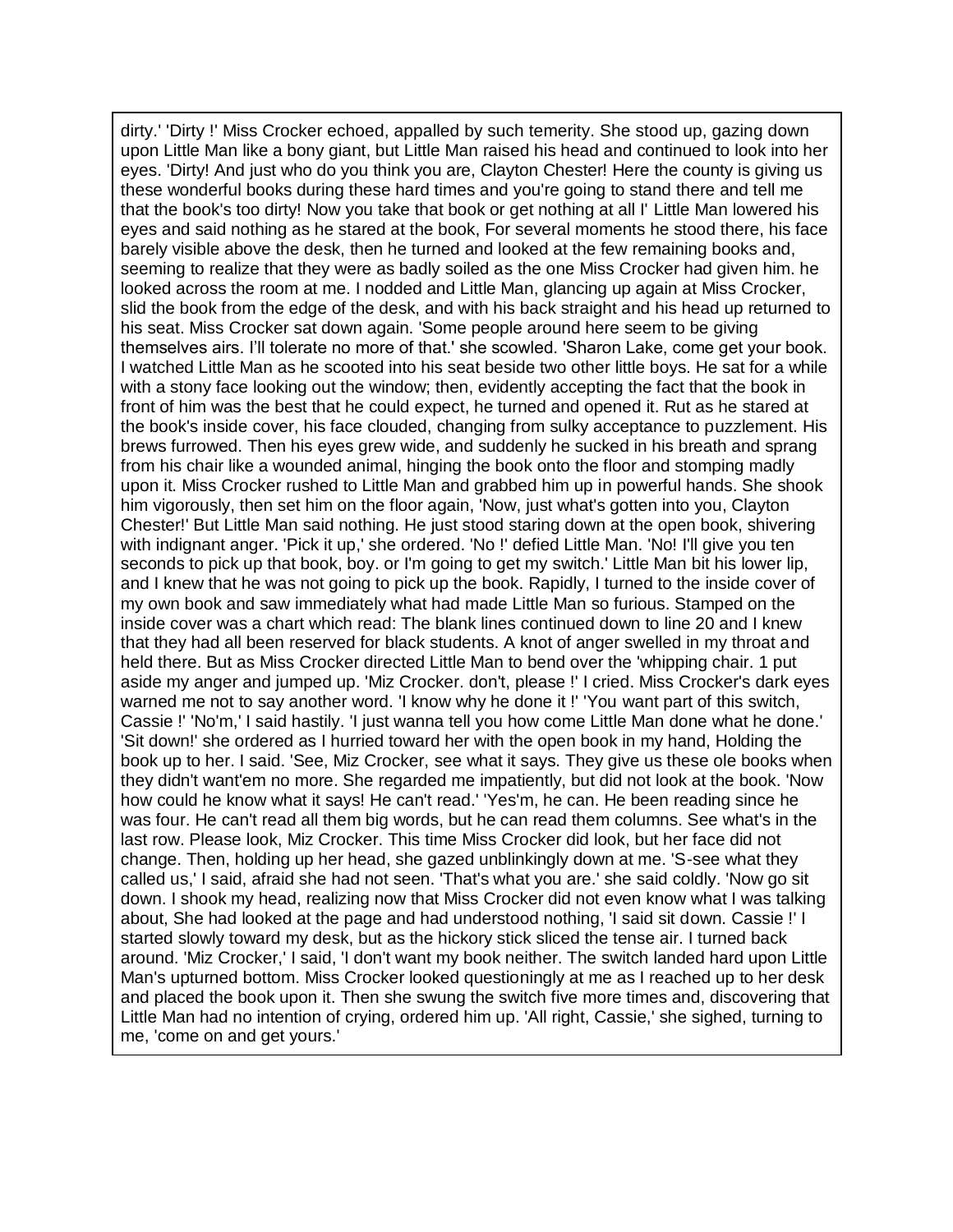dirty.' 'Dirty !' Miss Crocker echoed, appalled by such temerity. She stood up, gazing down upon Little Man like a bony giant, but Little Man raised his head and continued to look into her eyes. 'Dirty! And just who do you think you are, Clayton Chester! Here the county is giving us these wonderful books during these hard times and you're going to stand there and tell me that the book's too dirty! Now you take that book or get nothing at all I' Little Man lowered his eyes and said nothing as he stared at the book, For several moments he stood there, his face barely visible above the desk, then he turned and looked at the few remaining books and, seeming to realize that they were as badly soiled as the one Miss Crocker had given him. he looked across the room at me. I nodded and Little Man, glancing up again at Miss Crocker, slid the book from the edge of the desk, and with his back straight and his head up returned to his seat. Miss Crocker sat down again. 'Some people around here seem to be giving themselves airs. I'll tolerate no more of that.' she scowled. 'Sharon Lake, come get your book. I watched Little Man as he scooted into his seat beside two other little boys. He sat for a while with a stony face looking out the window; then, evidently accepting the fact that the book in front of him was the best that he could expect, he turned and opened it. Rut as he stared at the book's inside cover, his face clouded, changing from sulky acceptance to puzzlement. His brews furrowed. Then his eyes grew wide, and suddenly he sucked in his breath and sprang from his chair like a wounded animal, hinging the book onto the floor and stomping madly upon it. Miss Crocker rushed to Little Man and grabbed him up in powerful hands. She shook him vigorously, then set him on the floor again, 'Now, just what's gotten into you, Clayton Chester!' But Little Man said nothing. He just stood staring down at the open book, shivering with indignant anger. 'Pick it up,' she ordered. 'No !' defied Little Man. 'No! I'll give you ten seconds to pick up that book, boy. or I'm going to get my switch.' Little Man bit his lower lip, and I knew that he was not going to pick up the book. Rapidly, I turned to the inside cover of my own book and saw immediately what had made Little Man so furious. Stamped on the inside cover was a chart which read: The blank lines continued down to line 20 and I knew that they had all been reserved for black students. A knot of anger swelled in my throat and held there. But as Miss Crocker directed Little Man to bend over the 'whipping chair. 1 put aside my anger and jumped up. 'Miz Crocker. don't, please !' I cried. Miss Crocker's dark eyes warned me not to say another word. 'I know why he done it !' 'You want part of this switch, Cassie !' 'No'm,' I said hastily. 'I just wanna tell you how come Little Man done what he done.' 'Sit down!' she ordered as I hurried toward her with the open book in my hand, Holding the book up to her. I said. 'See, Miz Crocker, see what it says. They give us these ole books when they didn't want'em no more. She regarded me impatiently, but did not look at the book. 'Now how could he know what it says! He can't read.' 'Yes'm, he can. He been reading since he was four. He can't read all them big words, but he can read them columns. See what's in the last row. Please look, Miz Crocker. This time Miss Crocker did look, but her face did not change. Then, holding up her head, she gazed unblinkingly down at me. 'S-see what they called us,' I said, afraid she had not seen. 'That's what you are.' she said coldly. 'Now go sit down. I shook my head, realizing now that Miss Crocker did not even know what I was talking about, She had looked at the page and had understood nothing, 'I said sit down. Cassie !' I started slowly toward my desk, but as the hickory stick sliced the tense air. I turned back around. 'Miz Crocker,' I said, 'I don't want my book neither. The switch landed hard upon Little Man's upturned bottom. Miss Crocker looked questioningly at me as I reached up to her desk and placed the book upon it. Then she swung the switch five more times and, discovering that Little Man had no intention of crying, ordered him up. 'All right, Cassie,' she sighed, turning to me, 'come on and get yours.'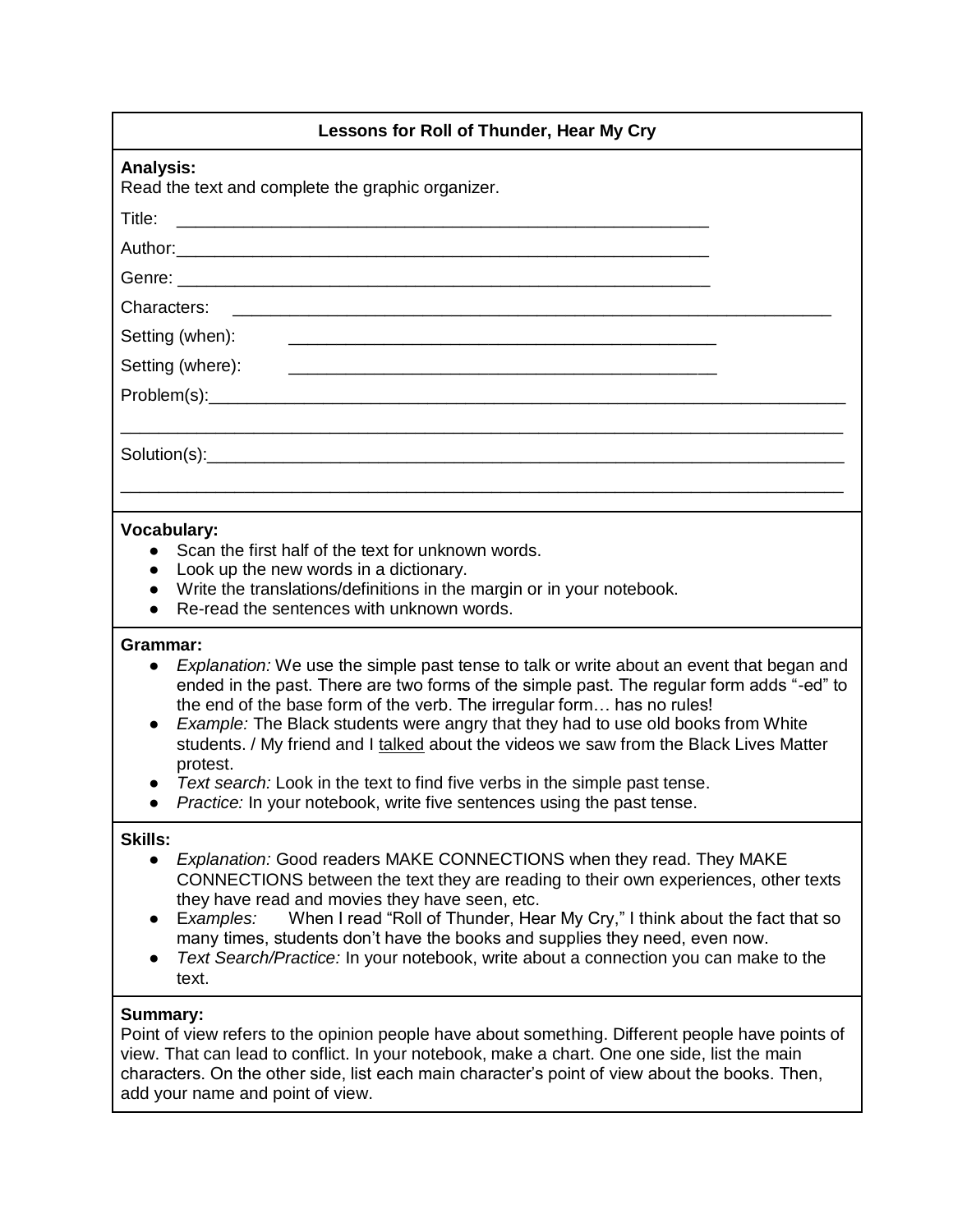## Lessons for Roll of Thunder, Hear My Cry

**Analysis:**
Read the text and complete the graphic organizer.

Title: ____________________________________________________________

Author: ____________________________________________________________

Genre: ____________________________________________________________

Characters: ____________________________________________________________

Setting (when): ________________________________________________

Setting (where): ________________________________________________

Problem(s): ____________________________________________________________

________________________________________________________________________

Solution(s): ____________________________________________________________

________________________________________________________________________

**Vocabulary:**

- Scan the first half of the text for unknown words.
- Look up the new words in a dictionary.
- Write the translations/definitions in the margin or in your notebook.
- Re-read the sentences with unknown words.

**Grammar:**

- *Explanation:* We use the simple past tense to talk or write about an event that began and ended in the past. There are two forms of the simple past. The regular form adds "-ed" to the end of the base form of the verb. The irregular form… has no rules!
- *Example:* The Black students were angry that they had to use old books from White students. / My friend and I <u>talked</u> about the videos we saw from the Black Lives Matter protest.
- *Text search:* Look in the text to find five verbs in the simple past tense.
- *Practice:* In your notebook, write five sentences using the past tense.

**Skills:**

- *Explanation:* Good readers MAKE CONNECTIONS when they read. They MAKE CONNECTIONS between the text they are reading to their own experiences, other texts they have read and movies they have seen, etc.
- E*xamples:* When I read "Roll of Thunder, Hear My Cry," I think about the fact that so many times, students don't have the books and supplies they need, even now.
- *Text Search/Practice:* In your notebook, write about a connection you can make to the text.

**Summary:**
Point of view refers to the opinion people have about something. Different people have points of view. That can lead to conflict. In your notebook, make a chart. One one side, list the main characters. On the other side, list each main character's point of view about the books. Then, add your name and point of view.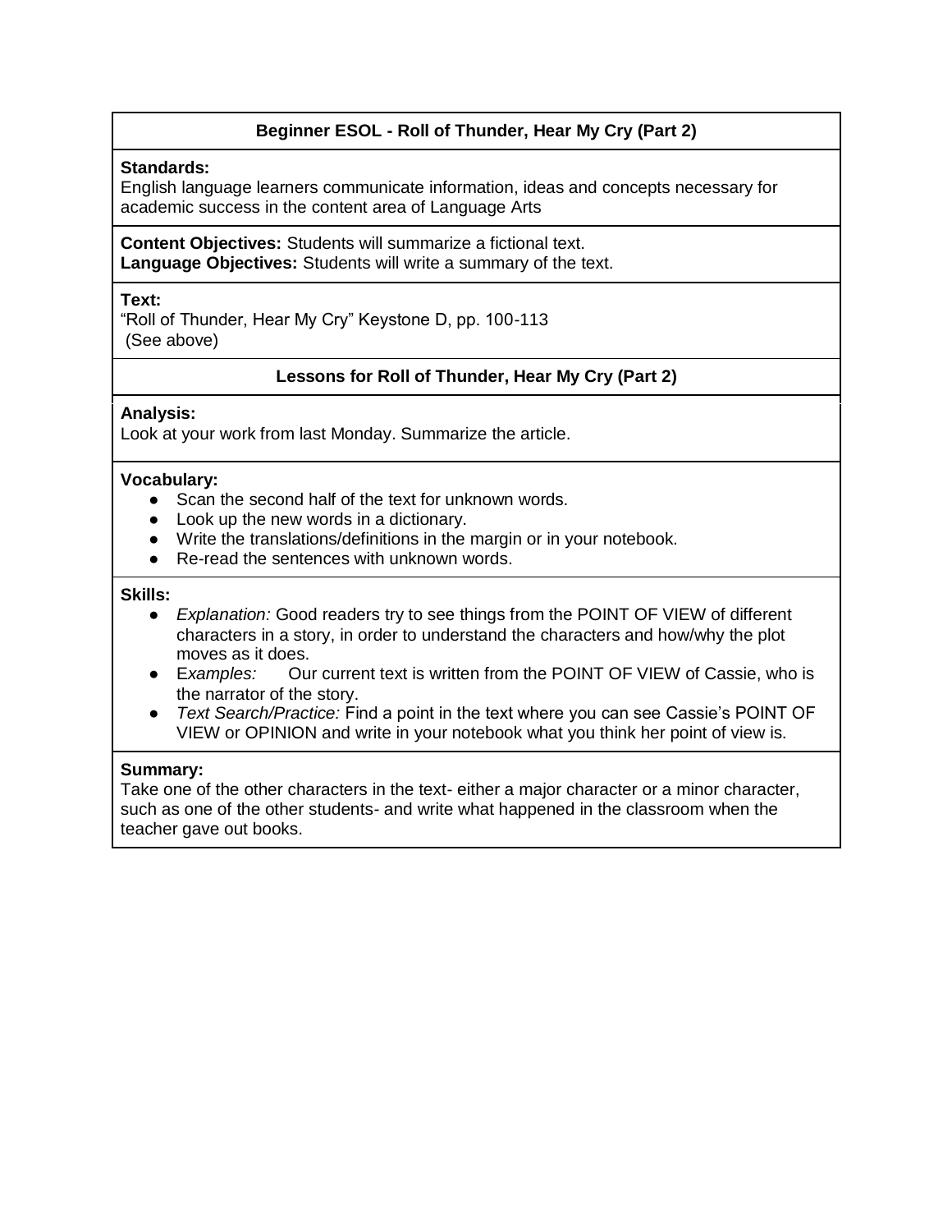## Beginner ESOL - Roll of Thunder, Hear My Cry (Part 2)

**Standards:**
English language learners communicate information, ideas and concepts necessary for academic success in the content area of Language Arts

**Content Objectives:** Students will summarize a fictional text.
**Language Objectives:** Students will write a summary of the text.

**Text:**
"Roll of Thunder, Hear My Cry" Keystone D, pp. 100-113
(See above)

### Lessons for Roll of Thunder, Hear My Cry (Part 2)

**Analysis:**
Look at your work from last Monday. Summarize the article.

**Vocabulary:**

- Scan the second half of the text for unknown words.
- Look up the new words in a dictionary.
- Write the translations/definitions in the margin or in your notebook.
- Re-read the sentences with unknown words.

**Skills:**

- *Explanation:* Good readers try to see things from the POINT OF VIEW of different characters in a story, in order to understand the characters and how/why the plot moves as it does.
- E*xamples:* Our current text is written from the POINT OF VIEW of Cassie, who is the narrator of the story.
- *Text Search/Practice:* Find a point in the text where you can see Cassie's POINT OF VIEW or OPINION and write in your notebook what you think her point of view is.

**Summary:**
Take one of the other characters in the text- either a major character or a minor character, such as one of the other students- and write what happened in the classroom when the teacher gave out books.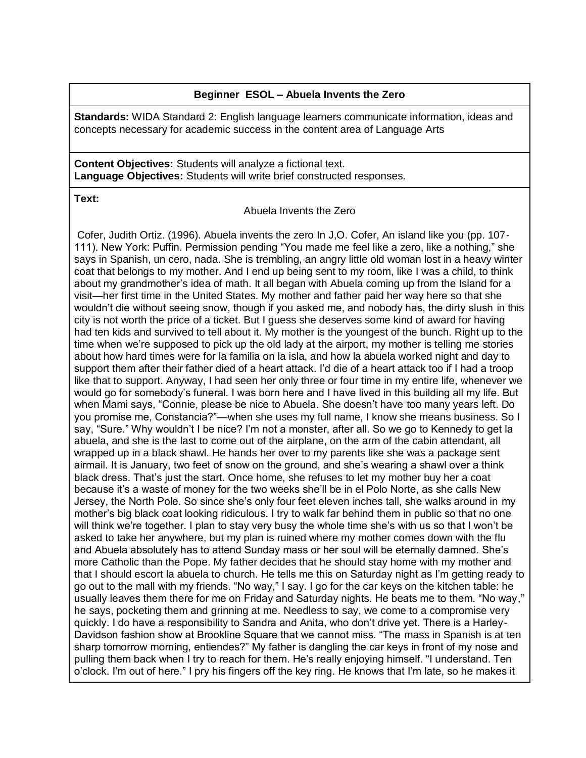**Beginner ESOL – Abuela Invents the Zero**

**Standards:** WIDA Standard 2: English language learners communicate information, ideas and concepts necessary for academic success in the content area of Language Arts

**Content Objectives:** Students will analyze a fictional text.
**Language Objectives:** Students will write brief constructed responses.

**Text:**

Abuela Invents the Zero

Cofer, Judith Ortiz. (1996). Abuela invents the zero In J,O. Cofer, An island like you (pp. 107-111). New York: Puffin. Permission pending "You made me feel like a zero, like a nothing," she says in Spanish, un cero, nada. She is trembling, an angry little old woman lost in a heavy winter coat that belongs to my mother. And I end up being sent to my room, like I was a child, to think about my grandmother's idea of math. It all began with Abuela coming up from the Island for a visit—her first time in the United States. My mother and father paid her way here so that she wouldn't die without seeing snow, though if you asked me, and nobody has, the dirty slush in this city is not worth the price of a ticket. But I guess she deserves some kind of award for having had ten kids and survived to tell about it. My mother is the youngest of the bunch. Right up to the time when we're supposed to pick up the old lady at the airport, my mother is telling me stories about how hard times were for la familia on la isla, and how la abuela worked night and day to support them after their father died of a heart attack. I'd die of a heart attack too if I had a troop like that to support. Anyway, I had seen her only three or four time in my entire life, whenever we would go for somebody's funeral. I was born here and I have lived in this building all my life. But when Mami says, "Connie, please be nice to Abuela. She doesn't have too many years left. Do you promise me, Constancia?"—when she uses my full name, I know she means business. So I say, "Sure." Why wouldn't I be nice? I'm not a monster, after all. So we go to Kennedy to get la abuela, and she is the last to come out of the airplane, on the arm of the cabin attendant, all wrapped up in a black shawl. He hands her over to my parents like she was a package sent airmail. It is January, two feet of snow on the ground, and she's wearing a shawl over a think black dress. That's just the start. Once home, she refuses to let my mother buy her a coat because it's a waste of money for the two weeks she'll be in el Polo Norte, as she calls New Jersey, the North Pole. So since she's only four feet eleven inches tall, she walks around in my mother's big black coat looking ridiculous. I try to walk far behind them in public so that no one will think we're together. I plan to stay very busy the whole time she's with us so that I won't be asked to take her anywhere, but my plan is ruined where my mother comes down with the flu and Abuela absolutely has to attend Sunday mass or her soul will be eternally damned. She's more Catholic than the Pope. My father decides that he should stay home with my mother and that I should escort la abuela to church. He tells me this on Saturday night as I'm getting ready to go out to the mall with my friends. "No way," I say. I go for the car keys on the kitchen table: he usually leaves them there for me on Friday and Saturday nights. He beats me to them. "No way," he says, pocketing them and grinning at me. Needless to say, we come to a compromise very quickly. I do have a responsibility to Sandra and Anita, who don't drive yet. There is a Harley-Davidson fashion show at Brookline Square that we cannot miss. "The mass in Spanish is at ten sharp tomorrow morning, entiendes?" My father is dangling the car keys in front of my nose and pulling them back when I try to reach for them. He's really enjoying himself. "I understand. Ten o'clock. I'm out of here." I pry his fingers off the key ring. He knows that I'm late, so he makes it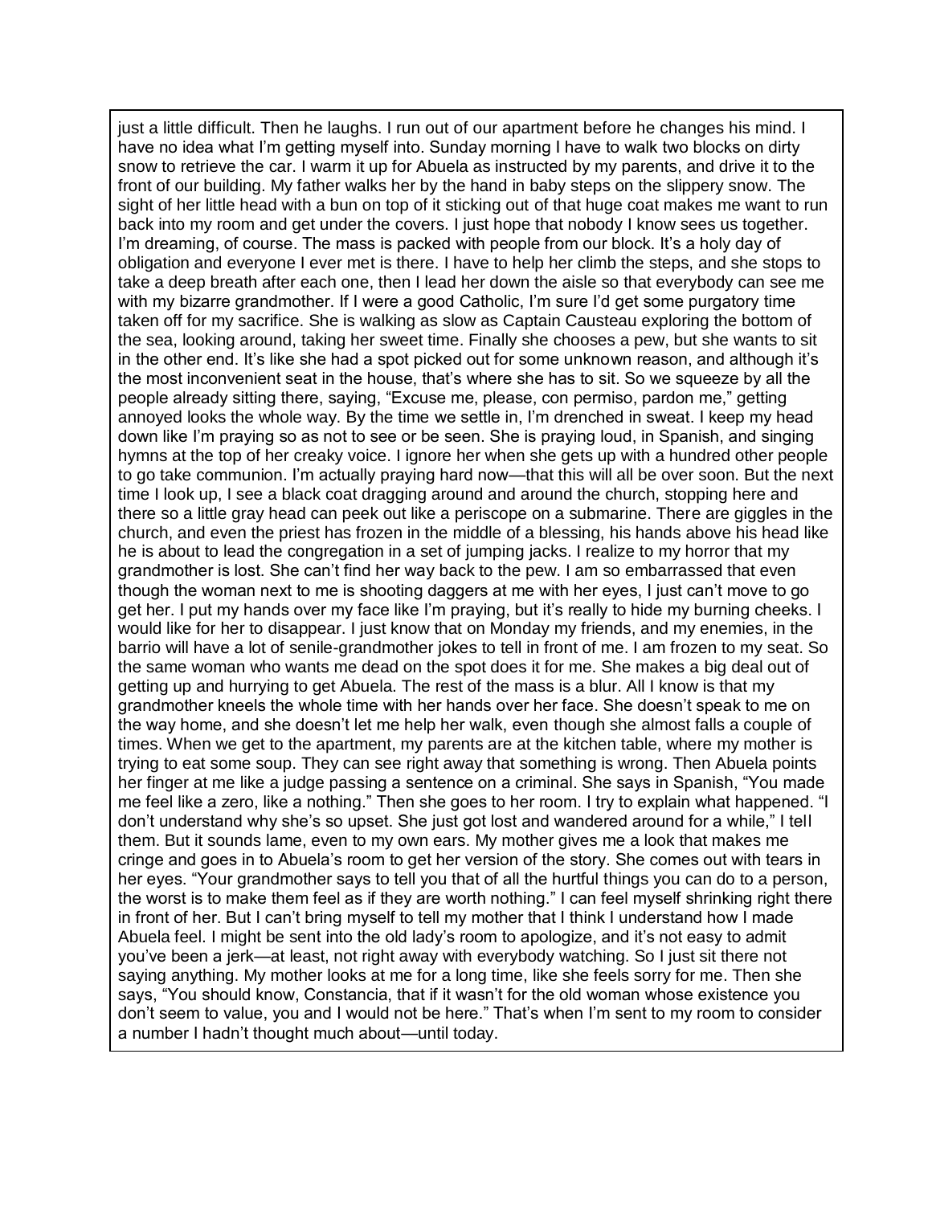just a little difficult. Then he laughs. I run out of our apartment before he changes his mind. I have no idea what I'm getting myself into. Sunday morning I have to walk two blocks on dirty snow to retrieve the car. I warm it up for Abuela as instructed by my parents, and drive it to the front of our building. My father walks her by the hand in baby steps on the slippery snow. The sight of her little head with a bun on top of it sticking out of that huge coat makes me want to run back into my room and get under the covers. I just hope that nobody I know sees us together. I'm dreaming, of course. The mass is packed with people from our block. It's a holy day of obligation and everyone I ever met is there. I have to help her climb the steps, and she stops to take a deep breath after each one, then I lead her down the aisle so that everybody can see me with my bizarre grandmother. If I were a good Catholic, I'm sure I'd get some purgatory time taken off for my sacrifice. She is walking as slow as Captain Causteau exploring the bottom of the sea, looking around, taking her sweet time. Finally she chooses a pew, but she wants to sit in the other end. It's like she had a spot picked out for some unknown reason, and although it's the most inconvenient seat in the house, that's where she has to sit. So we squeeze by all the people already sitting there, saying, "Excuse me, please, con permiso, pardon me," getting annoyed looks the whole way. By the time we settle in, I'm drenched in sweat. I keep my head down like I'm praying so as not to see or be seen. She is praying loud, in Spanish, and singing hymns at the top of her creaky voice. I ignore her when she gets up with a hundred other people to go take communion. I'm actually praying hard now—that this will all be over soon. But the next time I look up, I see a black coat dragging around and around the church, stopping here and there so a little gray head can peek out like a periscope on a submarine. There are giggles in the church, and even the priest has frozen in the middle of a blessing, his hands above his head like he is about to lead the congregation in a set of jumping jacks. I realize to my horror that my grandmother is lost. She can't find her way back to the pew. I am so embarrassed that even though the woman next to me is shooting daggers at me with her eyes, I just can't move to go get her. I put my hands over my face like I'm praying, but it's really to hide my burning cheeks. I would like for her to disappear. I just know that on Monday my friends, and my enemies, in the barrio will have a lot of senile-grandmother jokes to tell in front of me. I am frozen to my seat. So the same woman who wants me dead on the spot does it for me. She makes a big deal out of getting up and hurrying to get Abuela. The rest of the mass is a blur. All I know is that my grandmother kneels the whole time with her hands over her face. She doesn't speak to me on the way home, and she doesn't let me help her walk, even though she almost falls a couple of times. When we get to the apartment, my parents are at the kitchen table, where my mother is trying to eat some soup. They can see right away that something is wrong. Then Abuela points her finger at me like a judge passing a sentence on a criminal. She says in Spanish, "You made me feel like a zero, like a nothing." Then she goes to her room. I try to explain what happened. "I don't understand why she's so upset. She just got lost and wandered around for a while," I tell them. But it sounds lame, even to my own ears. My mother gives me a look that makes me cringe and goes in to Abuela's room to get her version of the story. She comes out with tears in her eyes. "Your grandmother says to tell you that of all the hurtful things you can do to a person, the worst is to make them feel as if they are worth nothing." I can feel myself shrinking right there in front of her. But I can't bring myself to tell my mother that I think I understand how I made Abuela feel. I might be sent into the old lady's room to apologize, and it's not easy to admit you've been a jerk—at least, not right away with everybody watching. So I just sit there not saying anything. My mother looks at me for a long time, like she feels sorry for me. Then she says, "You should know, Constancia, that if it wasn't for the old woman whose existence you don't seem to value, you and I would not be here." That's when I'm sent to my room to consider a number I hadn't thought much about—until today.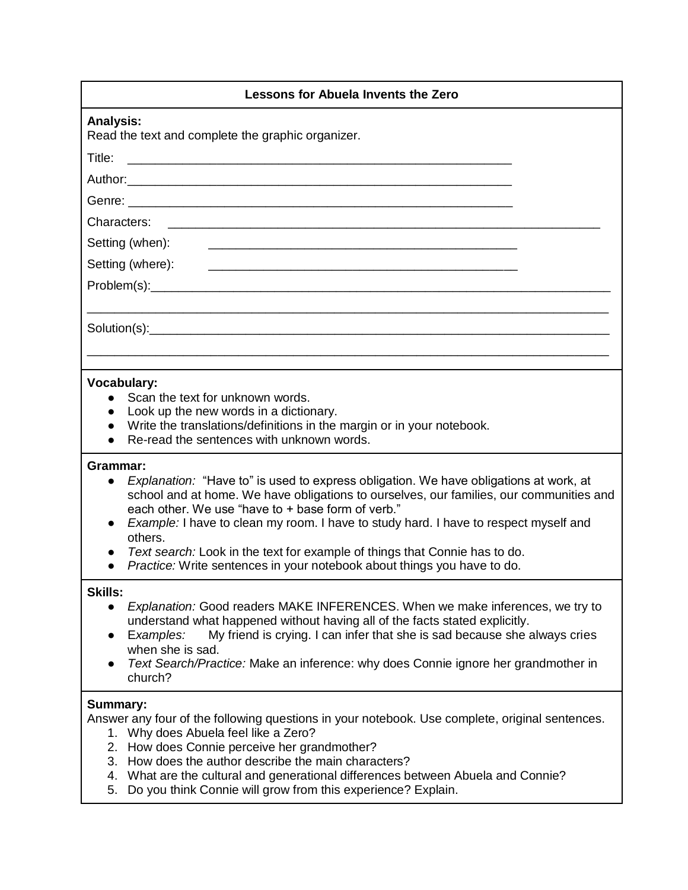## Lessons for Abuela Invents the Zero

**Analysis:**
Read the text and complete the graphic organizer.

Title: \_\_\_\_\_\_\_\_\_\_\_\_\_\_\_\_\_\_\_\_\_\_\_\_\_\_\_\_\_\_\_\_\_\_\_\_\_\_\_\_\_\_\_\_\_\_\_\_\_\_\_\_

Author: \_\_\_\_\_\_\_\_\_\_\_\_\_\_\_\_\_\_\_\_\_\_\_\_\_\_\_\_\_\_\_\_\_\_\_\_\_\_\_\_\_\_\_\_\_\_\_\_\_\_\_\_

Genre: \_\_\_\_\_\_\_\_\_\_\_\_\_\_\_\_\_\_\_\_\_\_\_\_\_\_\_\_\_\_\_\_\_\_\_\_\_\_\_\_\_\_\_\_\_\_\_\_\_\_\_\_

Characters: \_\_\_\_\_\_\_\_\_\_\_\_\_\_\_\_\_\_\_\_\_\_\_\_\_\_\_\_\_\_\_\_\_\_\_\_\_\_\_\_\_\_\_\_\_\_\_\_\_\_\_\_

Setting (when): \_\_\_\_\_\_\_\_\_\_\_\_\_\_\_\_\_\_\_\_\_\_\_\_\_\_\_\_\_\_\_\_\_\_\_\_\_\_\_\_\_\_\_\_

Setting (where): \_\_\_\_\_\_\_\_\_\_\_\_\_\_\_\_\_\_\_\_\_\_\_\_\_\_\_\_\_\_\_\_\_\_\_\_\_\_\_\_\_\_\_\_

Problem(s): \_\_\_\_\_\_\_\_\_\_\_\_\_\_\_\_\_\_\_\_\_\_\_\_\_\_\_\_\_\_\_\_\_\_\_\_\_\_\_\_\_\_\_\_\_\_\_\_\_\_\_\_

\_\_\_\_\_\_\_\_\_\_\_\_\_\_\_\_\_\_\_\_\_\_\_\_\_\_\_\_\_\_\_\_\_\_\_\_\_\_\_\_\_\_\_\_\_\_\_\_\_\_\_\_\_\_\_\_\_\_\_\_\_\_

Solution(s): \_\_\_\_\_\_\_\_\_\_\_\_\_\_\_\_\_\_\_\_\_\_\_\_\_\_\_\_\_\_\_\_\_\_\_\_\_\_\_\_\_\_\_\_\_\_\_\_\_\_\_\_

\_\_\_\_\_\_\_\_\_\_\_\_\_\_\_\_\_\_\_\_\_\_\_\_\_\_\_\_\_\_\_\_\_\_\_\_\_\_\_\_\_\_\_\_\_\_\_\_\_\_\_\_\_\_\_\_\_\_\_\_\_\_

**Vocabulary:**

- Scan the text for unknown words.
- Look up the new words in a dictionary.
- Write the translations/definitions in the margin or in your notebook.
- Re-read the sentences with unknown words.

**Grammar:**

- *Explanation:* "Have to" is used to express obligation. We have obligations at work, at school and at home. We have obligations to ourselves, our families, our communities and each other. We use "have to + base form of verb."
- *Example:* I have to clean my room. I have to study hard. I have to respect myself and others.
- *Text search:* Look in the text for example of things that Connie has to do.
- *Practice:* Write sentences in your notebook about things you have to do.

**Skills:**

- *Explanation:* Good readers MAKE INFERENCES. When we make inferences, we try to understand what happened without having all of the facts stated explicitly.
- E*xamples:* My friend is crying. I can infer that she is sad because she always cries when she is sad.
- *Text Search/Practice:* Make an inference: why does Connie ignore her grandmother in church?

**Summary:**
Answer any four of the following questions in your notebook. Use complete, original sentences.

1. Why does Abuela feel like a Zero?
2. How does Connie perceive her grandmother?
3. How does the author describe the main characters?
4. What are the cultural and generational differences between Abuela and Connie?
5. Do you think Connie will grow from this experience? Explain.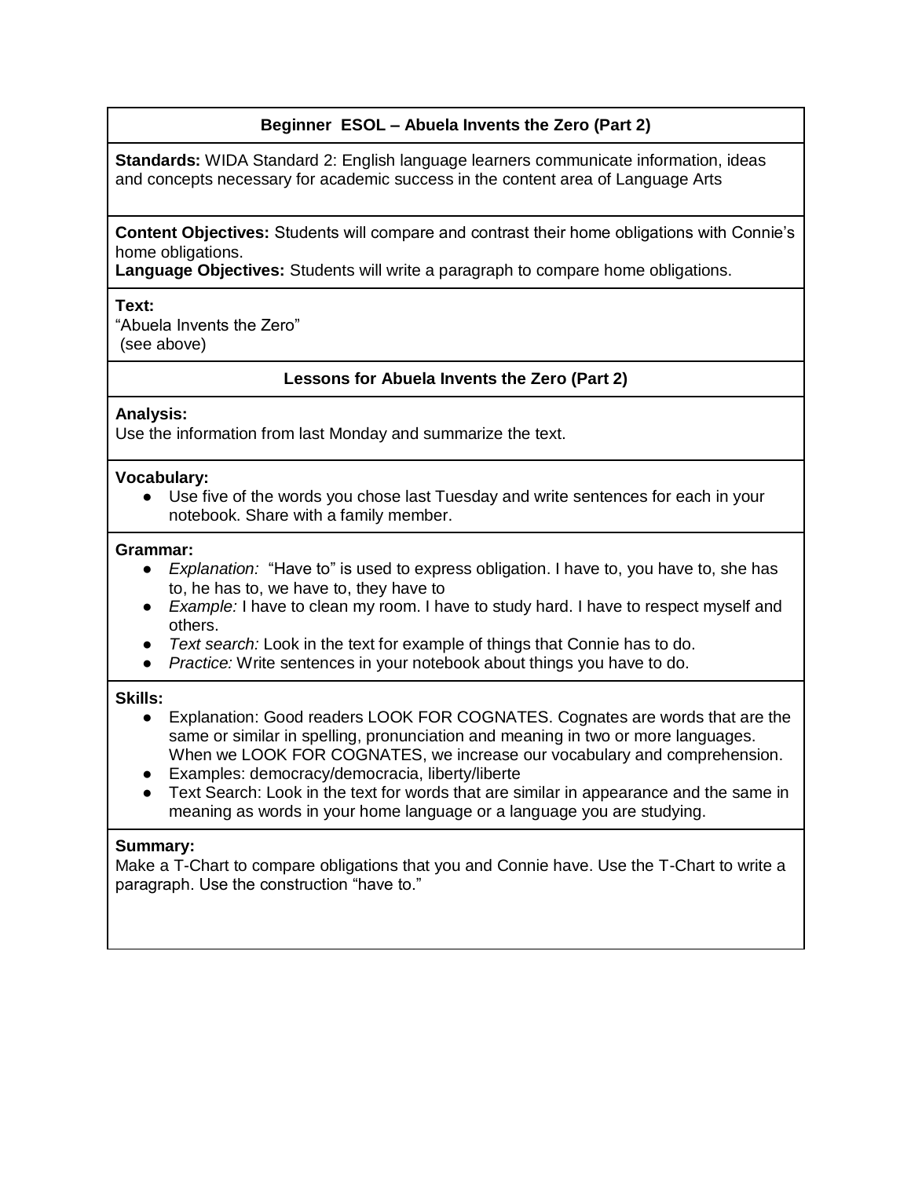## Beginner ESOL – Abuela Invents the Zero (Part 2)

**Standards:** WIDA Standard 2: English language learners communicate information, ideas and concepts necessary for academic success in the content area of Language Arts

**Content Objectives:** Students will compare and contrast their home obligations with Connie's home obligations.
**Language Objectives:** Students will write a paragraph to compare home obligations.

**Text:**
"Abuela Invents the Zero"
(see above)

### Lessons for Abuela Invents the Zero (Part 2)

**Analysis:**
Use the information from last Monday and summarize the text.

**Vocabulary:**

- Use five of the words you chose last Tuesday and write sentences for each in your notebook. Share with a family member.

**Grammar:**

- *Explanation:* "Have to" is used to express obligation. I have to, you have to, she has to, he has to, we have to, they have to
- *Example:* I have to clean my room. I have to study hard. I have to respect myself and others.
- *Text search:* Look in the text for example of things that Connie has to do.
- *Practice:* Write sentences in your notebook about things you have to do.

**Skills:**

- Explanation: Good readers LOOK FOR COGNATES. Cognates are words that are the same or similar in spelling, pronunciation and meaning in two or more languages. When we LOOK FOR COGNATES, we increase our vocabulary and comprehension.
- Examples: democracy/democracia, liberty/liberte
- Text Search: Look in the text for words that are similar in appearance and the same in meaning as words in your home language or a language you are studying.

**Summary:**
Make a T-Chart to compare obligations that you and Connie have. Use the T-Chart to write a paragraph. Use the construction "have to."